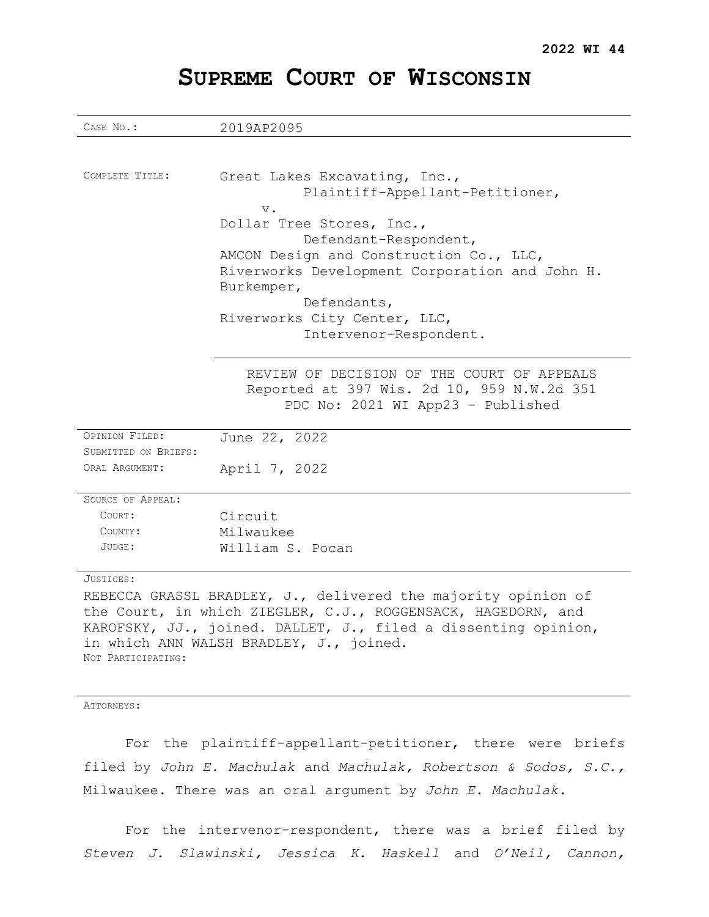**2022 WI 44**

# Supreme Court of Wisconsin

| | |
|---|---|
| CASE NO.: | 2019AP2095 |
| COMPLETE TITLE: | Great Lakes Excavating, Inc.,<br>Plaintiff-Appellant-Petitioner,<br>v.<br>Dollar Tree Stores, Inc.,<br>Defendant-Respondent,<br>AMCON Design and Construction Co., LLC,<br>Riverworks Development Corporation and John H. Burkemper,<br>Defendants,<br>Riverworks City Center, LLC,<br>Intervenor-Respondent. |
| | REVIEW OF DECISION OF THE COURT OF APPEALS<br>Reported at 397 Wis. 2d 10, 959 N.W.2d 351<br>PDC No: 2021 WI App23 - Published |
| OPINION FILED: | June 22, 2022 |
| SUBMITTED ON BRIEFS: | |
| ORAL ARGUMENT: | April 7, 2022 |
| SOURCE OF APPEAL: | |
| COURT: | Circuit |
| COUNTY: | Milwaukee |
| JUDGE: | William S. Pocan |

JUSTICES:

REBECCA GRASSL BRADLEY, J., delivered the majority opinion of the Court, in which ZIEGLER, C.J., ROGGENSACK, HAGEDORN, and KAROFSKY, JJ., joined. DALLET, J., filed a dissenting opinion, in which ANN WALSH BRADLEY, J., joined.

NOT PARTICIPATING:

ATTORNEYS:

For the plaintiff-appellant-petitioner, there were briefs filed by *John E. Machulak* and *Machulak, Robertson & Sodos, S.C.*, Milwaukee. There was an oral argument by *John E. Machulak.*

For the intervenor-respondent, there was a brief filed by *Steven J. Slawinski, Jessica K. Haskell* and *O'Neil, Cannon,*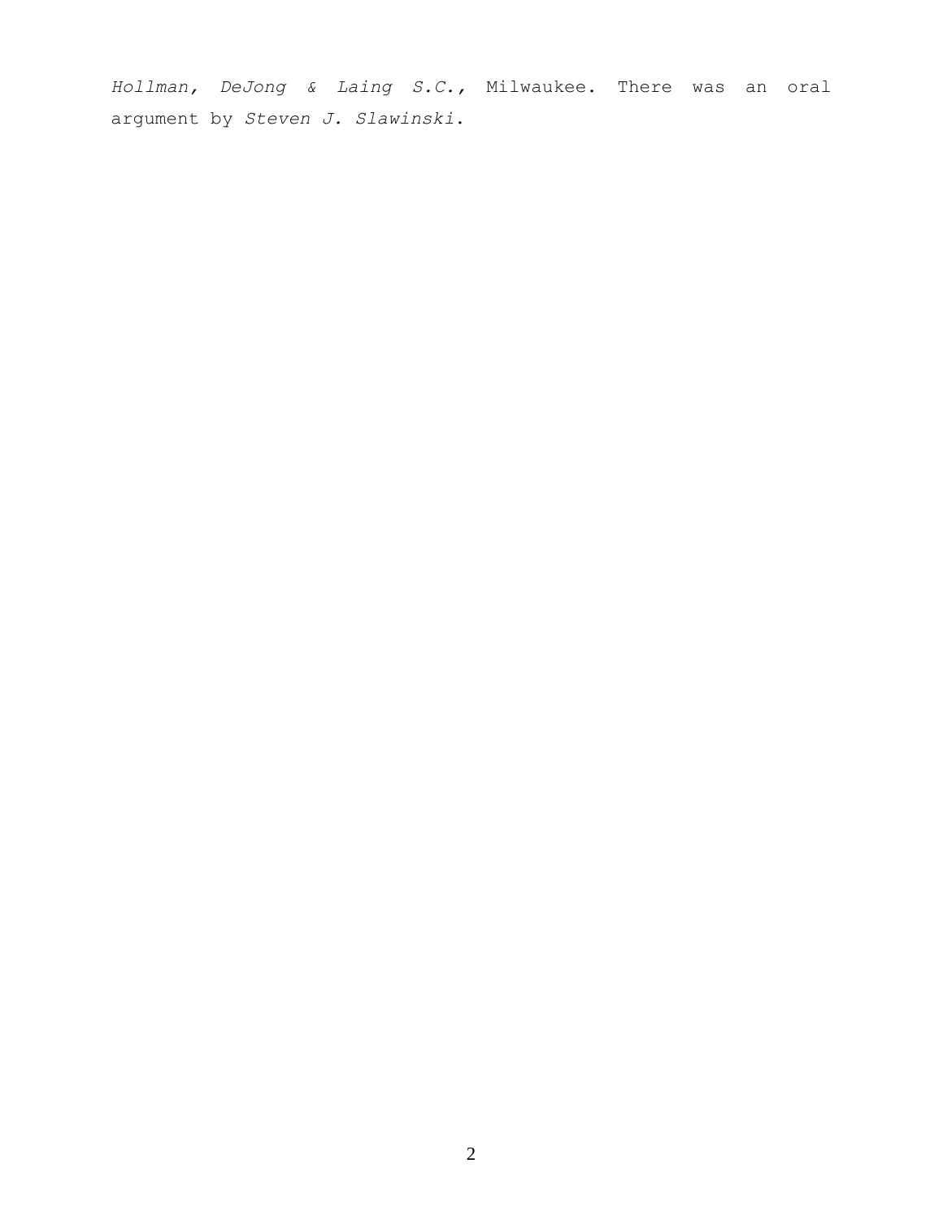*Hollman, DeJong & Laing S.C.*, Milwaukee. There was an oral argument by *Steven J. Slawinski*.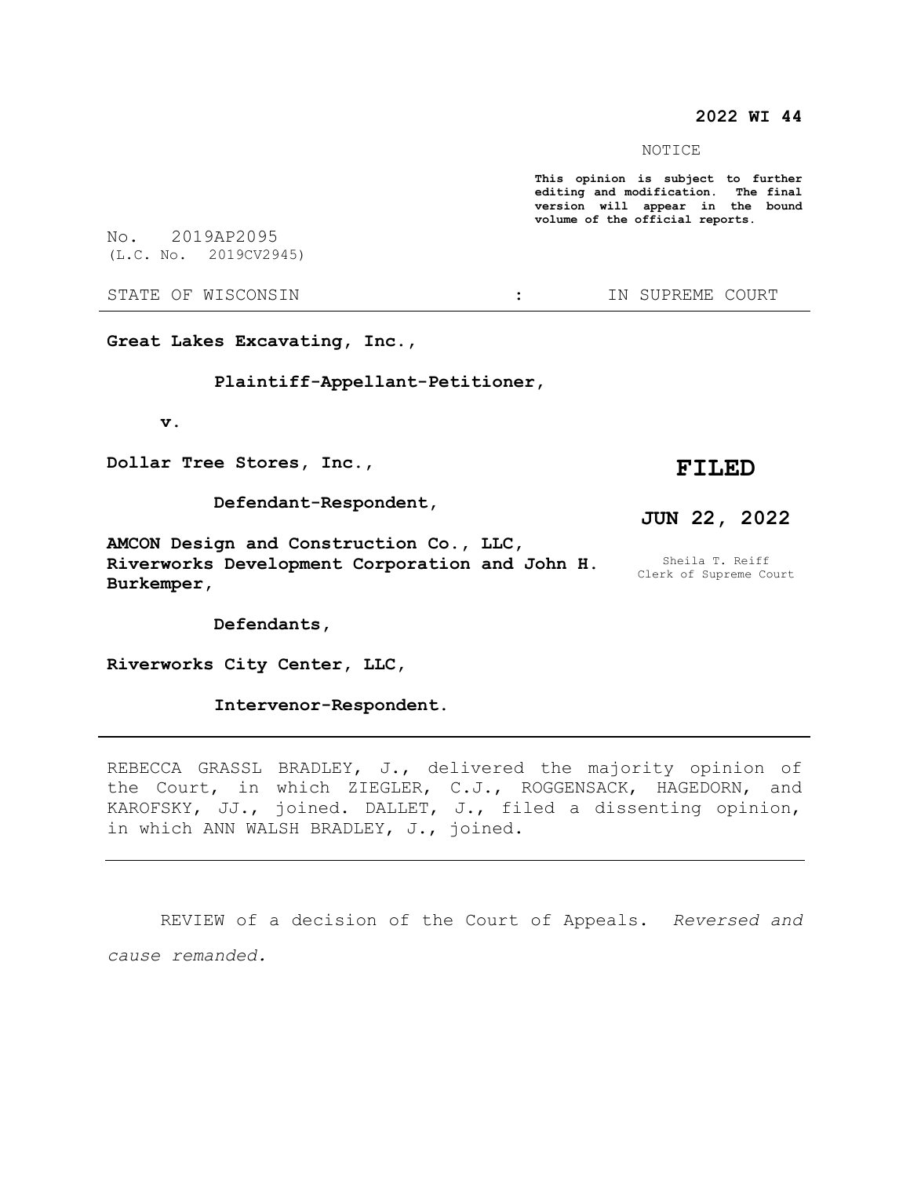**2022 WI 44**

NOTICE

**This opinion is subject to further editing and modification. The final version will appear in the bound volume of the official reports.**

No. 2019AP2095
(L.C. No. 2019CV2945)

STATE OF WISCONSIN : IN SUPREME COURT

---

**Great Lakes Excavating, Inc.,**

**Plaintiff-Appellant-Petitioner,**

**v.**

**Dollar Tree Stores, Inc.,**

**Defendant-Respondent,**

**AMCON Design and Construction Co., LLC, Riverworks Development Corporation and John H. Burkemper,**

**Defendants,**

**Riverworks City Center, LLC,**

**Intervenor-Respondent.**

**FILED**

**JUN 22, 2022**

Sheila T. Reiff
Clerk of Supreme Court

---

REBECCA GRASSL BRADLEY, J., delivered the majority opinion of the Court, in which ZIEGLER, C.J., ROGGENSACK, HAGEDORN, and KAROFSKY, JJ., joined. DALLET, J., filed a dissenting opinion, in which ANN WALSH BRADLEY, J., joined.

---

REVIEW of a decision of the Court of Appeals. *Reversed and cause remanded.*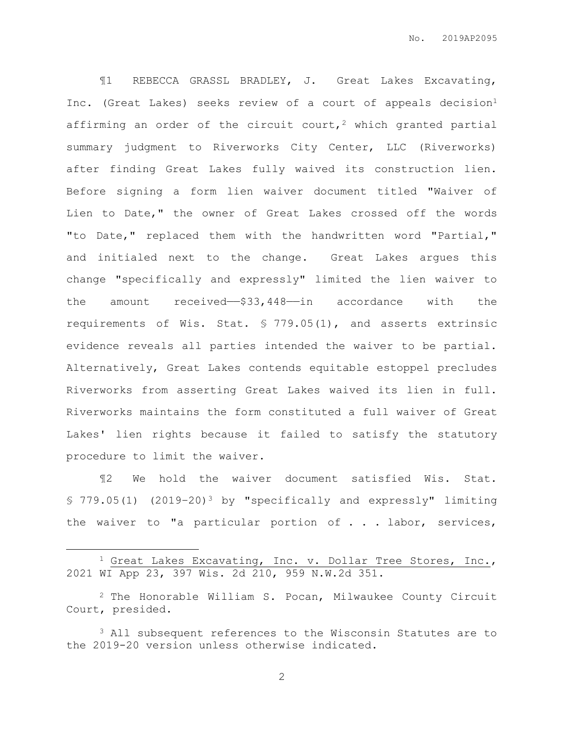¶1 REBECCA GRASSL BRADLEY, J. Great Lakes Excavating, Inc. (Great Lakes) seeks review of a court of appeals decision[1] affirming an order of the circuit court,[2] which granted partial summary judgment to Riverworks City Center, LLC (Riverworks) after finding Great Lakes fully waived its construction lien. Before signing a form lien waiver document titled "Waiver of Lien to Date," the owner of Great Lakes crossed off the words "to Date," replaced them with the handwritten word "Partial," and initialed next to the change. Great Lakes argues this change "specifically and expressly" limited the lien waiver to the amount received——$33,448——in accordance with the requirements of Wis. Stat. § 779.05(1), and asserts extrinsic evidence reveals all parties intended the waiver to be partial. Alternatively, Great Lakes contends equitable estoppel precludes Riverworks from asserting Great Lakes waived its lien in full. Riverworks maintains the form constituted a full waiver of Great Lakes' lien rights because it failed to satisfy the statutory procedure to limit the waiver.

¶2 We hold the waiver document satisfied Wis. Stat. § 779.05(1) (2019-20)[3] by "specifically and expressly" limiting the waiver to "a particular portion of . . . labor, services,

---

[1] Great Lakes Excavating, Inc. v. Dollar Tree Stores, Inc., 2021 WI App 23, 397 Wis. 2d 210, 959 N.W.2d 351.

[2] The Honorable William S. Pocan, Milwaukee County Circuit Court, presided.

[3] All subsequent references to the Wisconsin Statutes are to the 2019-20 version unless otherwise indicated.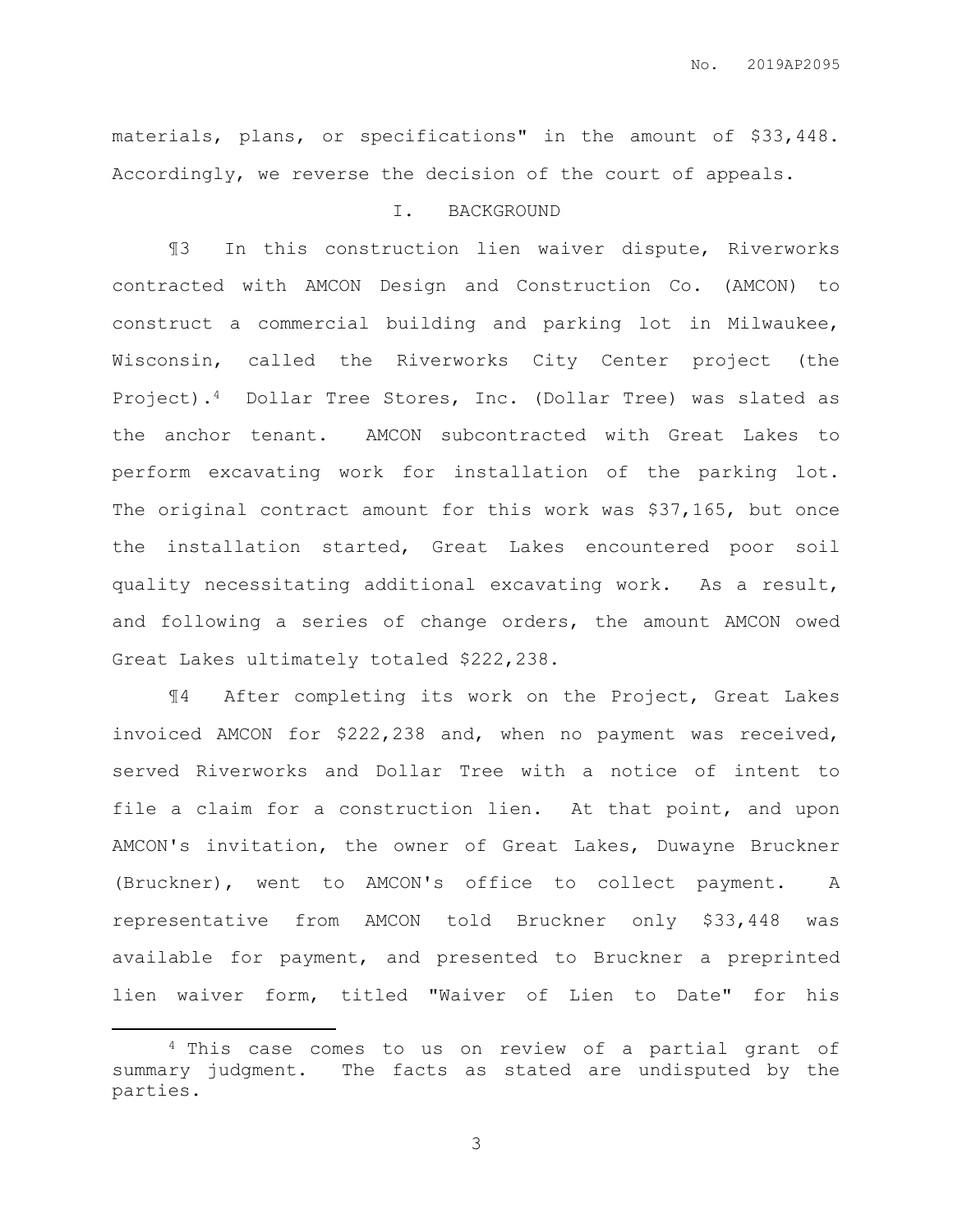materials, plans, or specifications" in the amount of $33,448. Accordingly, we reverse the decision of the court of appeals.

## I. BACKGROUND

¶3 In this construction lien waiver dispute, Riverworks contracted with AMCON Design and Construction Co. (AMCON) to construct a commercial building and parking lot in Milwaukee, Wisconsin, called the Riverworks City Center project (the Project).[4] Dollar Tree Stores, Inc. (Dollar Tree) was slated as the anchor tenant. AMCON subcontracted with Great Lakes to perform excavating work for installation of the parking lot. The original contract amount for this work was $37,165, but once the installation started, Great Lakes encountered poor soil quality necessitating additional excavating work. As a result, and following a series of change orders, the amount AMCON owed Great Lakes ultimately totaled $222,238.

¶4 After completing its work on the Project, Great Lakes invoiced AMCON for $222,238 and, when no payment was received, served Riverworks and Dollar Tree with a notice of intent to file a claim for a construction lien. At that point, and upon AMCON's invitation, the owner of Great Lakes, Duwayne Bruckner (Bruckner), went to AMCON's office to collect payment. A representative from AMCON told Bruckner only $33,448 was available for payment, and presented to Bruckner a preprinted lien waiver form, titled "Waiver of Lien to Date" for his

---

[4] This case comes to us on review of a partial grant of summary judgment. The facts as stated are undisputed by the parties.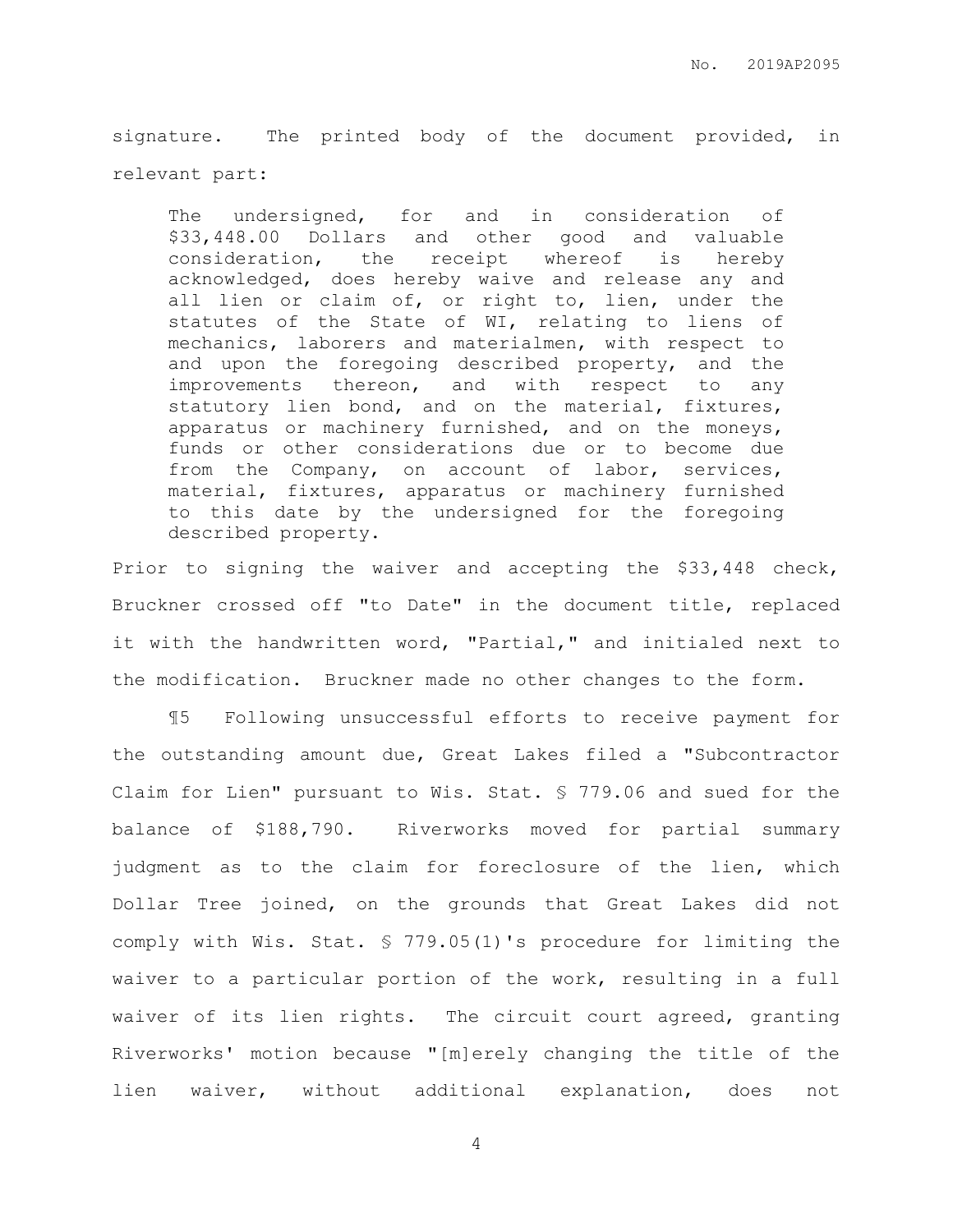signature. The printed body of the document provided, in relevant part:

> The undersigned, for and in consideration of $33,448.00 Dollars and other good and valuable consideration, the receipt whereof is hereby acknowledged, does hereby waive and release any and all lien or claim of, or right to, lien, under the statutes of the State of WI, relating to liens of mechanics, laborers and materialmen, with respect to and upon the foregoing described property, and the improvements thereon, and with respect to any statutory lien bond, and on the material, fixtures, apparatus or machinery furnished, and on the moneys, funds or other considerations due or to become due from the Company, on account of labor, services, material, fixtures, apparatus or machinery furnished to this date by the undersigned for the foregoing described property.

Prior to signing the waiver and accepting the $33,448 check, Bruckner crossed off "to Date" in the document title, replaced it with the handwritten word, "Partial," and initialed next to the modification. Bruckner made no other changes to the form.

¶5 Following unsuccessful efforts to receive payment for the outstanding amount due, Great Lakes filed a "Subcontractor Claim for Lien" pursuant to Wis. Stat. § 779.06 and sued for the balance of $188,790. Riverworks moved for partial summary judgment as to the claim for foreclosure of the lien, which Dollar Tree joined, on the grounds that Great Lakes did not comply with Wis. Stat. § 779.05(1)'s procedure for limiting the waiver to a particular portion of the work, resulting in a full waiver of its lien rights. The circuit court agreed, granting Riverworks' motion because "[m]erely changing the title of the lien waiver, without additional explanation, does not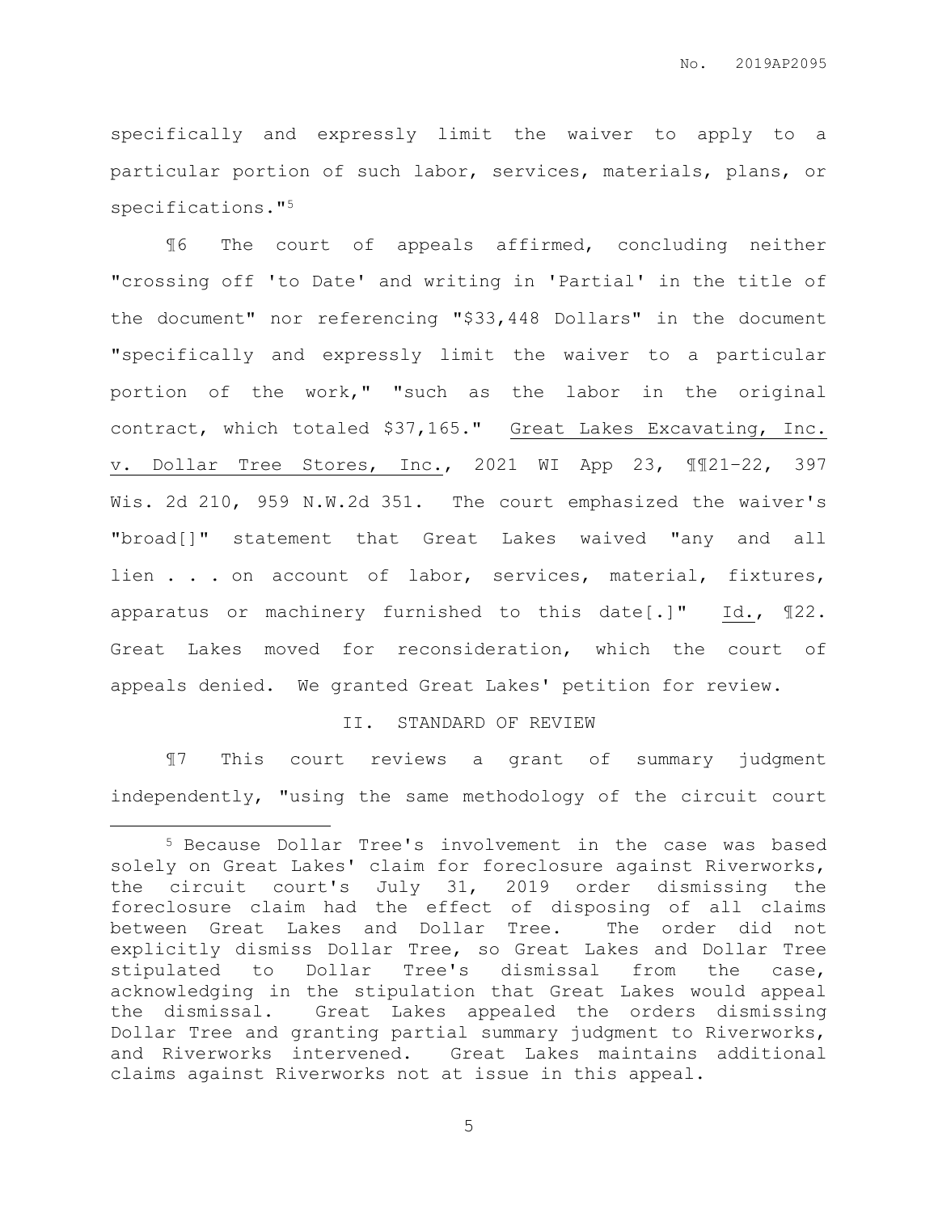specifically and expressly limit the waiver to apply to a particular portion of such labor, services, materials, plans, or specifications."[5]

¶6 The court of appeals affirmed, concluding neither "crossing off 'to Date' and writing in 'Partial' in the title of the document" nor referencing "$33,448 Dollars" in the document "specifically and expressly limit the waiver to a particular portion of the work," "such as the labor in the original contract, which totaled $37,165." Great Lakes Excavating, Inc. v. Dollar Tree Stores, Inc., 2021 WI App 23, ¶¶21–22, 397 Wis. 2d 210, 959 N.W.2d 351. The court emphasized the waiver's "broad[]" statement that Great Lakes waived "any and all lien . . . on account of labor, services, material, fixtures, apparatus or machinery furnished to this date[.]" Id., ¶22. Great Lakes moved for reconsideration, which the court of appeals denied. We granted Great Lakes' petition for review.

## II. STANDARD OF REVIEW

¶7 This court reviews a grant of summary judgment independently, "using the same methodology of the circuit court

---

[5] Because Dollar Tree's involvement in the case was based solely on Great Lakes' claim for foreclosure against Riverworks, the circuit court's July 31, 2019 order dismissing the foreclosure claim had the effect of disposing of all claims between Great Lakes and Dollar Tree. The order did not explicitly dismiss Dollar Tree, so Great Lakes and Dollar Tree stipulated to Dollar Tree's dismissal from the case, acknowledging in the stipulation that Great Lakes would appeal the dismissal. Great Lakes appealed the orders dismissing Dollar Tree and granting partial summary judgment to Riverworks, and Riverworks intervened. Great Lakes maintains additional claims against Riverworks not at issue in this appeal.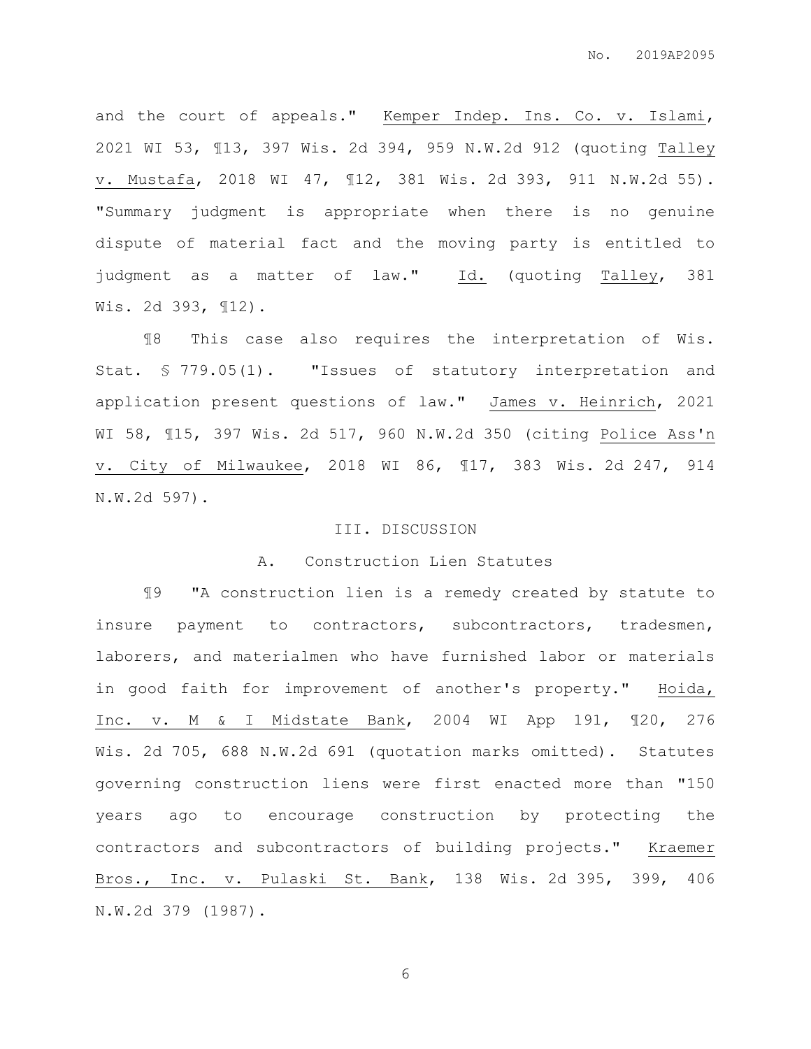and the court of appeals." Kemper Indep. Ins. Co. v. Islami, 2021 WI 53, ¶13, 397 Wis. 2d 394, 959 N.W.2d 912 (quoting Talley v. Mustafa, 2018 WI 47, ¶12, 381 Wis. 2d 393, 911 N.W.2d 55). "Summary judgment is appropriate when there is no genuine dispute of material fact and the moving party is entitled to judgment as a matter of law." Id. (quoting Talley, 381 Wis. 2d 393, ¶12).

¶8 This case also requires the interpretation of Wis. Stat. § 779.05(1). "Issues of statutory interpretation and application present questions of law." James v. Heinrich, 2021 WI 58, ¶15, 397 Wis. 2d 517, 960 N.W.2d 350 (citing Police Ass'n v. City of Milwaukee, 2018 WI 86, ¶17, 383 Wis. 2d 247, 914 N.W.2d 597).

## III. DISCUSSION

### A. Construction Lien Statutes

¶9 "A construction lien is a remedy created by statute to insure payment to contractors, subcontractors, tradesmen, laborers, and materialmen who have furnished labor or materials in good faith for improvement of another's property." Hoida, Inc. v. M & I Midstate Bank, 2004 WI App 191, ¶20, 276 Wis. 2d 705, 688 N.W.2d 691 (quotation marks omitted). Statutes governing construction liens were first enacted more than "150 years ago to encourage construction by protecting the contractors and subcontractors of building projects." Kraemer Bros., Inc. v. Pulaski St. Bank, 138 Wis. 2d 395, 399, 406 N.W.2d 379 (1987).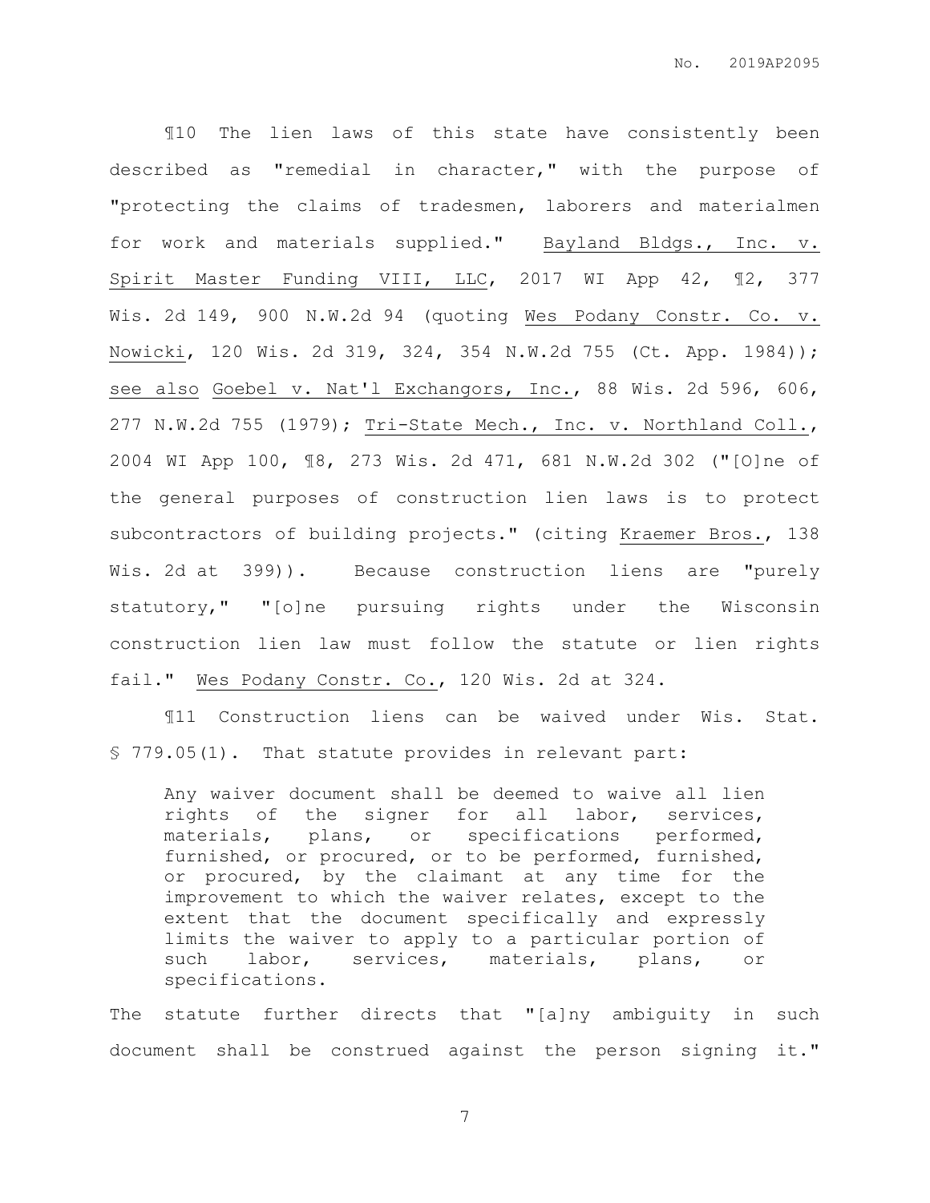¶10 The lien laws of this state have consistently been described as "remedial in character," with the purpose of "protecting the claims of tradesmen, laborers and materialmen for work and materials supplied." Bayland Bldgs., Inc. v. Spirit Master Funding VIII, LLC, 2017 WI App 42, ¶2, 377 Wis. 2d 149, 900 N.W.2d 94 (quoting Wes Podany Constr. Co. v. Nowicki, 120 Wis. 2d 319, 324, 354 N.W.2d 755 (Ct. App. 1984)); see also Goebel v. Nat'l Exchangors, Inc., 88 Wis. 2d 596, 606, 277 N.W.2d 755 (1979); Tri-State Mech., Inc. v. Northland Coll., 2004 WI App 100, ¶8, 273 Wis. 2d 471, 681 N.W.2d 302 ("[O]ne of the general purposes of construction lien laws is to protect subcontractors of building projects." (citing Kraemer Bros., 138 Wis. 2d at 399)). Because construction liens are "purely statutory," "[o]ne pursuing rights under the Wisconsin construction lien law must follow the statute or lien rights fail." Wes Podany Constr. Co., 120 Wis. 2d at 324.

¶11 Construction liens can be waived under Wis. Stat. § 779.05(1). That statute provides in relevant part:

> Any waiver document shall be deemed to waive all lien rights of the signer for all labor, services, materials, plans, or specifications performed, furnished, or procured, or to be performed, furnished, or procured, by the claimant at any time for the improvement to which the waiver relates, except to the extent that the document specifically and expressly limits the waiver to apply to a particular portion of such labor, services, materials, plans, or specifications.

The statute further directs that "[a]ny ambiguity in such document shall be construed against the person signing it."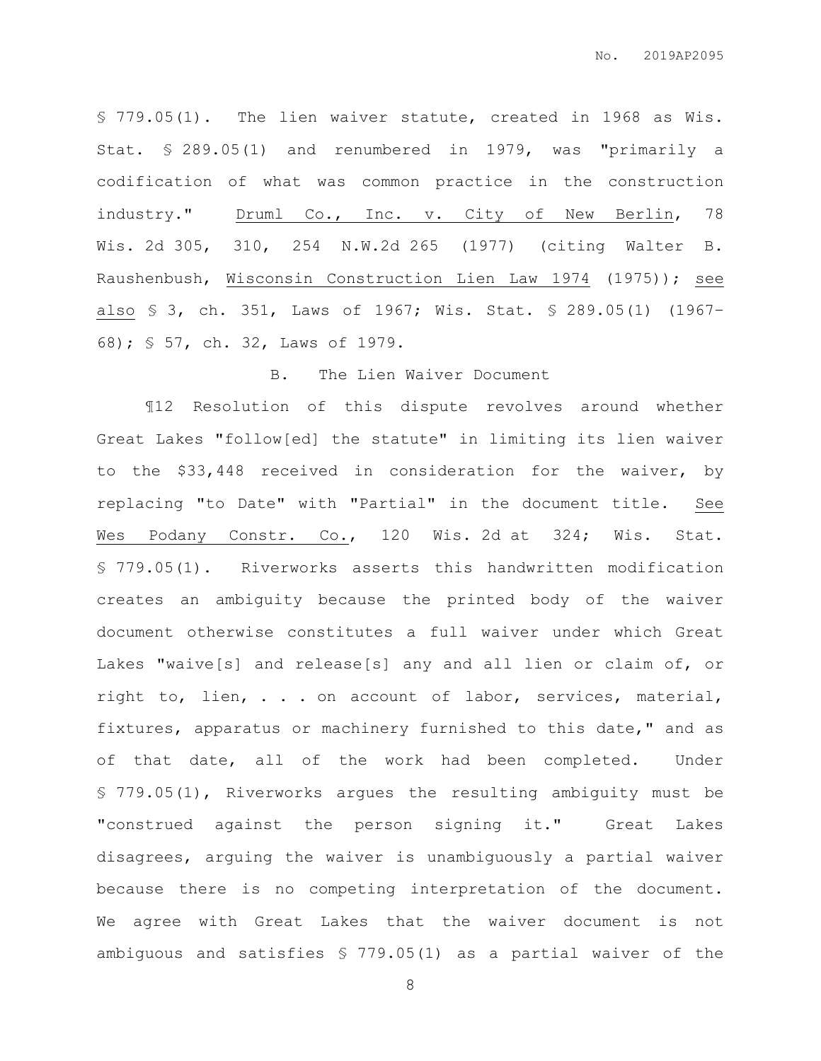§ 779.05(1). The lien waiver statute, created in 1968 as Wis. Stat. § 289.05(1) and renumbered in 1979, was "primarily a codification of what was common practice in the construction industry." Druml Co., Inc. v. City of New Berlin, 78 Wis. 2d 305, 310, 254 N.W.2d 265 (1977) (citing Walter B. Raushenbush, Wisconsin Construction Lien Law 1974 (1975)); see also § 3, ch. 351, Laws of 1967; Wis. Stat. § 289.05(1) (1967-68); § 57, ch. 32, Laws of 1979.

### B. The Lien Waiver Document

¶12 Resolution of this dispute revolves around whether Great Lakes "follow[ed] the statute" in limiting its lien waiver to the $33,448 received in consideration for the waiver, by replacing "to Date" with "Partial" in the document title. See Wes Podany Constr. Co., 120 Wis. 2d at 324; Wis. Stat. § 779.05(1). Riverworks asserts this handwritten modification creates an ambiguity because the printed body of the waiver document otherwise constitutes a full waiver under which Great Lakes "waive[s] and release[s] any and all lien or claim of, or right to, lien, . . . on account of labor, services, material, fixtures, apparatus or machinery furnished to this date," and as of that date, all of the work had been completed. Under § 779.05(1), Riverworks argues the resulting ambiguity must be "construed against the person signing it." Great Lakes disagrees, arguing the waiver is unambiguously a partial waiver because there is no competing interpretation of the document. We agree with Great Lakes that the waiver document is not ambiguous and satisfies § 779.05(1) as a partial waiver of the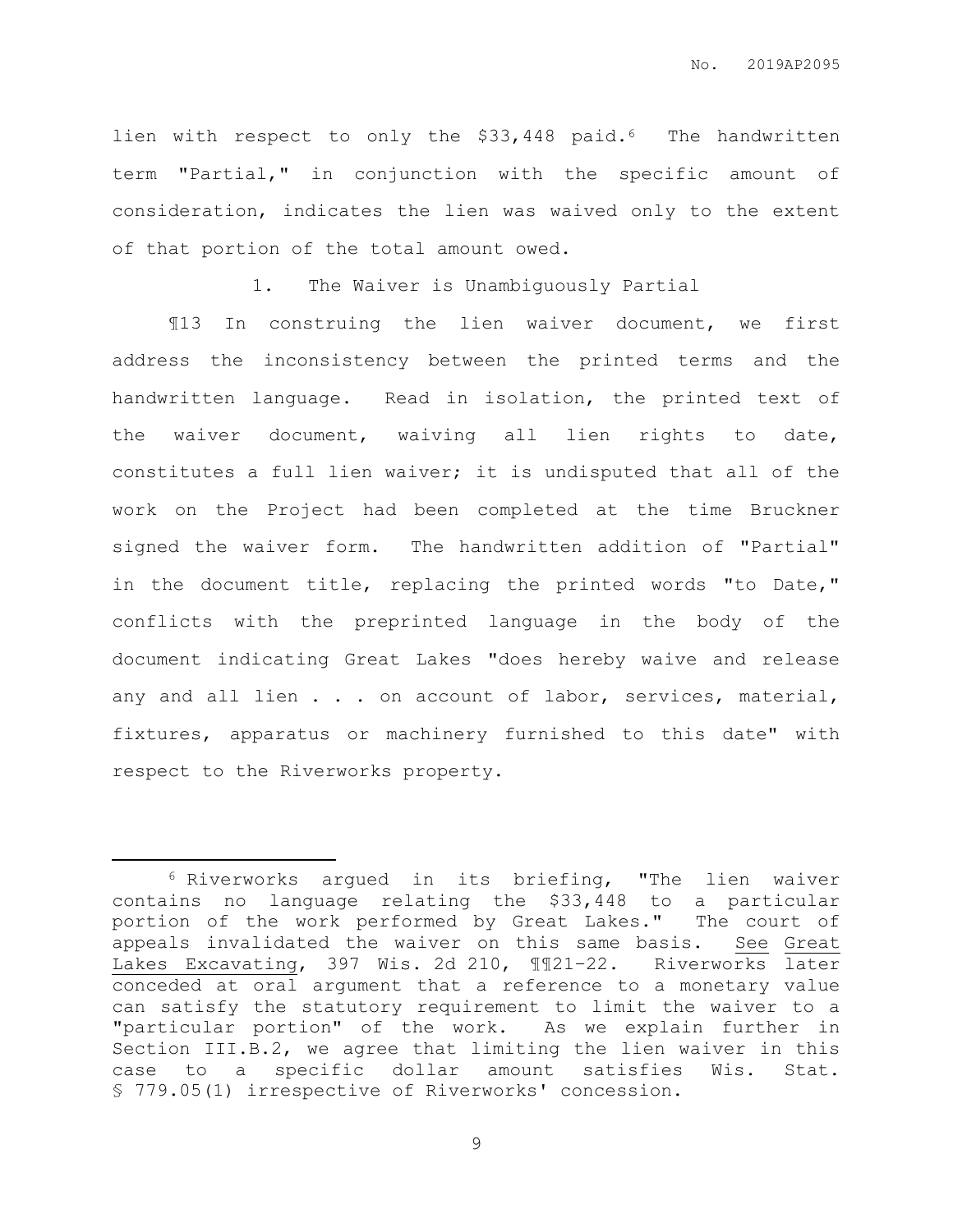lien with respect to only the $33,448 paid.[6] The handwritten term "Partial," in conjunction with the specific amount of consideration, indicates the lien was waived only to the extent of that portion of the total amount owed.

### 1. The Waiver is Unambiguously Partial

¶13 In construing the lien waiver document, we first address the inconsistency between the printed terms and the handwritten language. Read in isolation, the printed text of the waiver document, waiving all lien rights to date, constitutes a full lien waiver; it is undisputed that all of the work on the Project had been completed at the time Bruckner signed the waiver form. The handwritten addition of "Partial" in the document title, replacing the printed words "to Date," conflicts with the preprinted language in the body of the document indicating Great Lakes "does hereby waive and release any and all lien . . . on account of labor, services, material, fixtures, apparatus or machinery furnished to this date" with respect to the Riverworks property.

---

[6] Riverworks argued in its briefing, "The lien waiver contains no language relating the $33,448 to a particular portion of the work performed by Great Lakes." The court of appeals invalidated the waiver on this same basis. See Great Lakes Excavating, 397 Wis. 2d 210, ¶¶21-22. Riverworks later conceded at oral argument that a reference to a monetary value can satisfy the statutory requirement to limit the waiver to a "particular portion" of the work. As we explain further in Section III.B.2, we agree that limiting the lien waiver in this case to a specific dollar amount satisfies Wis. Stat. § 779.05(1) irrespective of Riverworks' concession.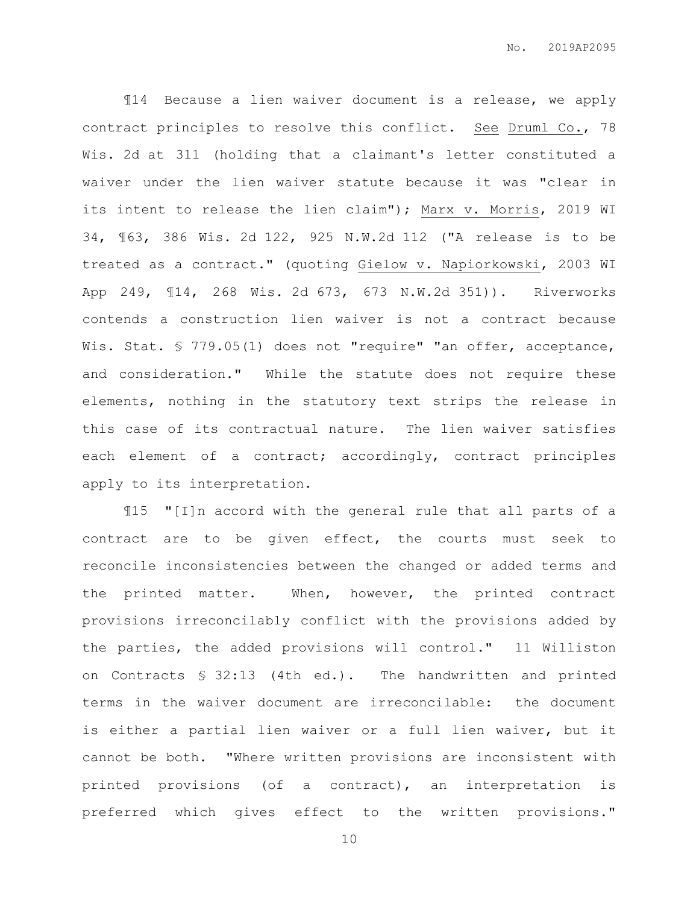¶14 Because a lien waiver document is a release, we apply contract principles to resolve this conflict. See Druml Co., 78 Wis. 2d at 311 (holding that a claimant's letter constituted a waiver under the lien waiver statute because it was "clear in its intent to release the lien claim"); Marx v. Morris, 2019 WI 34, ¶63, 386 Wis. 2d 122, 925 N.W.2d 112 ("A release is to be treated as a contract." (quoting Gielow v. Napiorkowski, 2003 WI App 249, ¶14, 268 Wis. 2d 673, 673 N.W.2d 351)). Riverworks contends a construction lien waiver is not a contract because Wis. Stat. § 779.05(1) does not "require" "an offer, acceptance, and consideration." While the statute does not require these elements, nothing in the statutory text strips the release in this case of its contractual nature. The lien waiver satisfies each element of a contract; accordingly, contract principles apply to its interpretation.

¶15 "[I]n accord with the general rule that all parts of a contract are to be given effect, the courts must seek to reconcile inconsistencies between the changed or added terms and the printed matter. When, however, the printed contract provisions irreconcilably conflict with the provisions added by the parties, the added provisions will control." 11 Williston on Contracts § 32:13 (4th ed.). The handwritten and printed terms in the waiver document are irreconcilable: the document is either a partial lien waiver or a full lien waiver, but it cannot be both. "Where written provisions are inconsistent with printed provisions (of a contract), an interpretation is preferred which gives effect to the written provisions."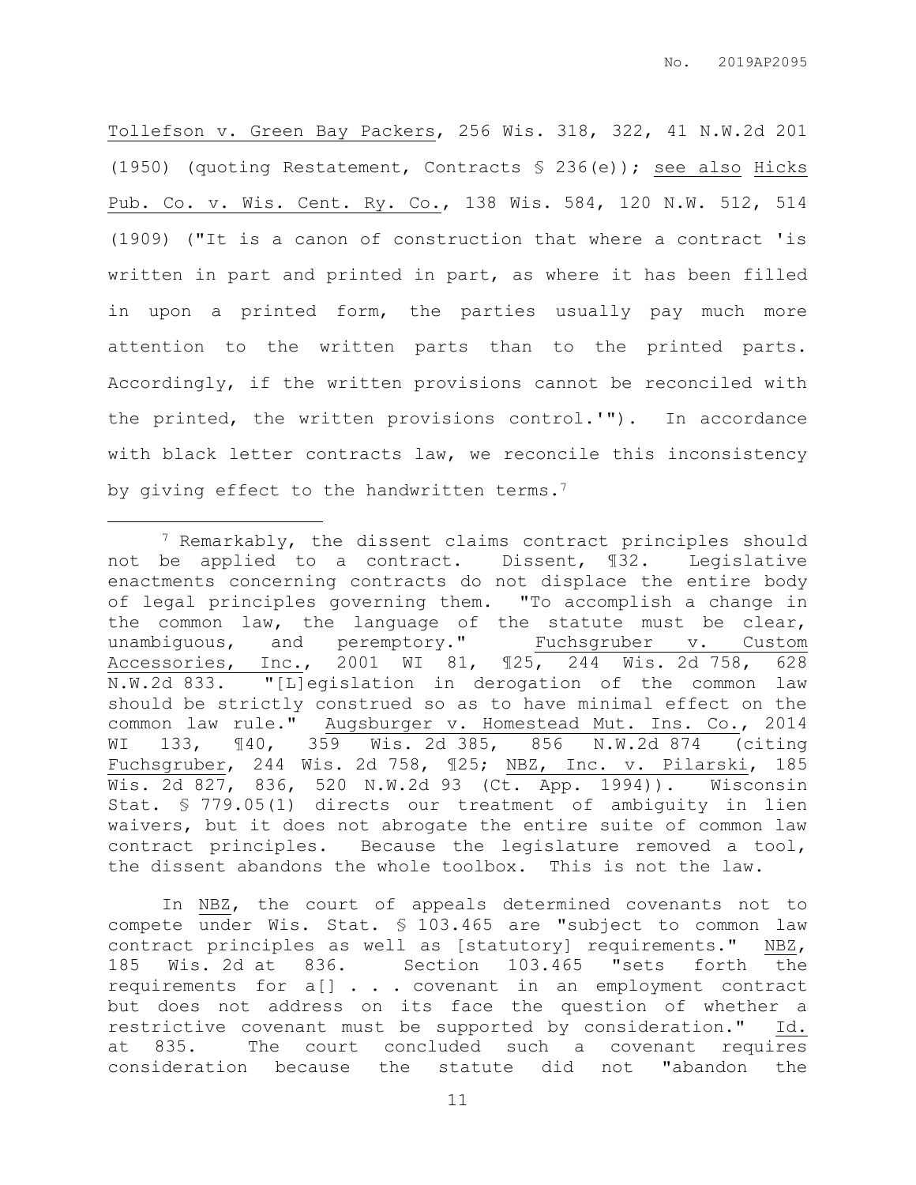Tollefson v. Green Bay Packers, 256 Wis. 318, 322, 41 N.W.2d 201 (1950) (quoting Restatement, Contracts § 236(e)); see also Hicks Pub. Co. v. Wis. Cent. Ry. Co., 138 Wis. 584, 120 N.W. 512, 514 (1909) ("It is a canon of construction that where a contract 'is written in part and printed in part, as where it has been filled in upon a printed form, the parties usually pay much more attention to the written parts than to the printed parts. Accordingly, if the written provisions cannot be reconciled with the printed, the written provisions control.'"). In accordance with black letter contracts law, we reconcile this inconsistency by giving effect to the handwritten terms.[7]

---

[7] Remarkably, the dissent claims contract principles should not be applied to a contract. Dissent, ¶32. Legislative enactments concerning contracts do not displace the entire body of legal principles governing them. "To accomplish a change in the common law, the language of the statute must be clear, unambiguous, and peremptory." Fuchsgruber v. Custom Accessories, Inc., 2001 WI 81, ¶25, 244 Wis. 2d 758, 628 N.W.2d 833. "[L]egislation in derogation of the common law should be strictly construed so as to have minimal effect on the common law rule." Augsburger v. Homestead Mut. Ins. Co., 2014 WI 133, ¶40, 359 Wis. 2d 385, 856 N.W.2d 874 (citing Fuchsgruber, 244 Wis. 2d 758, ¶25; NBZ, Inc. v. Pilarski, 185 Wis. 2d 827, 836, 520 N.W.2d 93 (Ct. App. 1994)). Wisconsin Stat. § 779.05(1) directs our treatment of ambiguity in lien waivers, but it does not abrogate the entire suite of common law contract principles. Because the legislature removed a tool, the dissent abandons the whole toolbox. This is not the law.

In NBZ, the court of appeals determined covenants not to compete under Wis. Stat. § 103.465 are "subject to common law contract principles as well as [statutory] requirements." NBZ, 185 Wis. 2d at 836. Section 103.465 "sets forth the requirements for a[] . . . covenant in an employment contract but does not address on its face the question of whether a restrictive covenant must be supported by consideration." Id. at 835. The court concluded such a covenant requires consideration because the statute did not "abandon the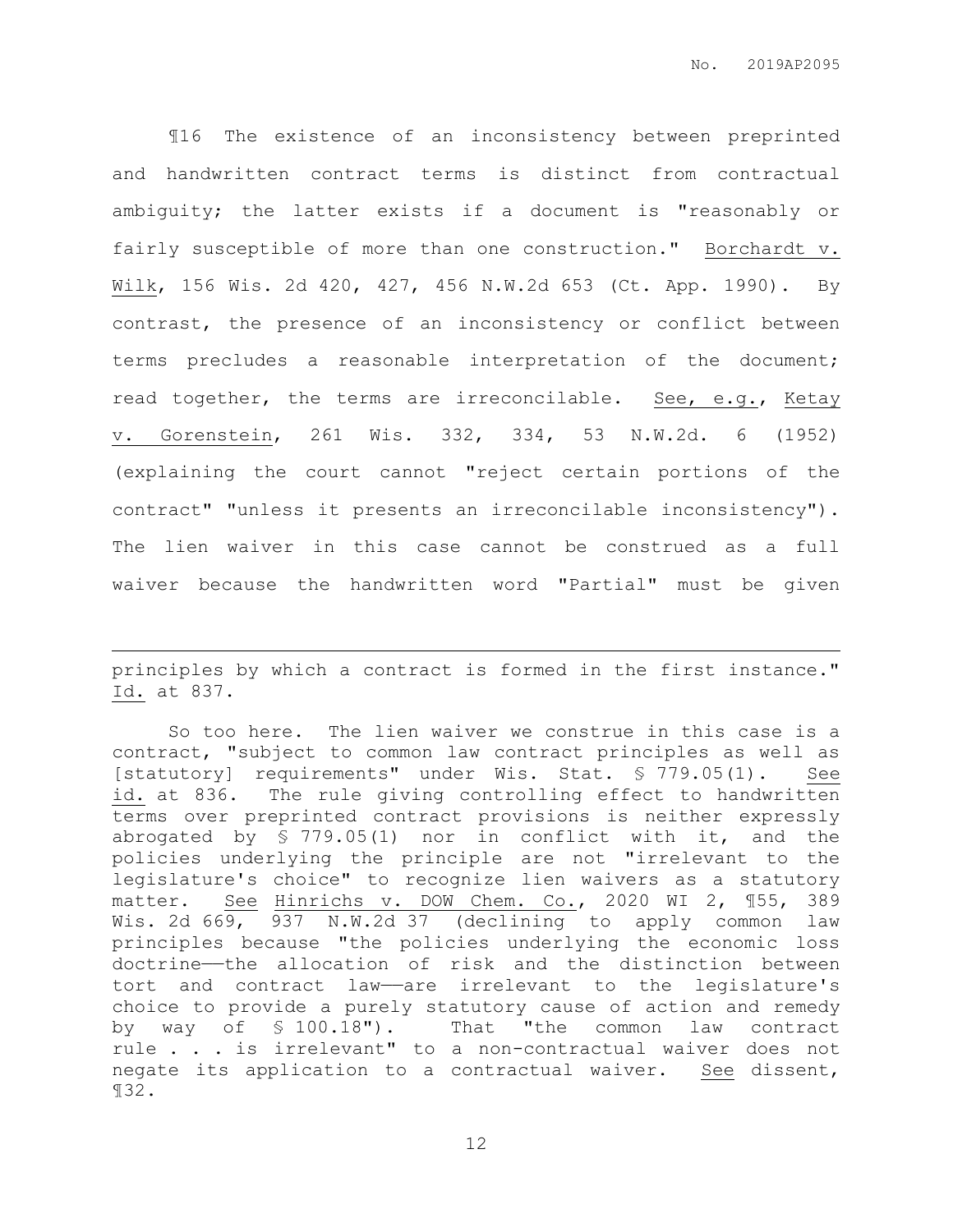¶16 The existence of an inconsistency between preprinted and handwritten contract terms is distinct from contractual ambiguity; the latter exists if a document is "reasonably or fairly susceptible of more than one construction." Borchardt v. Wilk, 156 Wis. 2d 420, 427, 456 N.W.2d 653 (Ct. App. 1990). By contrast, the presence of an inconsistency or conflict between terms precludes a reasonable interpretation of the document; read together, the terms are irreconcilable. See, e.g., Ketay v. Gorenstein, 261 Wis. 332, 334, 53 N.W.2d. 6 (1952) (explaining the court cannot "reject certain portions of the contract" "unless it presents an irreconcilable inconsistency"). The lien waiver in this case cannot be construed as a full waiver because the handwritten word "Partial" must be given

---

principles by which a contract is formed in the first instance." Id. at 837.

So too here. The lien waiver we construe in this case is a contract, "subject to common law contract principles as well as [statutory] requirements" under Wis. Stat. § 779.05(1). See id. at 836. The rule giving controlling effect to handwritten terms over preprinted contract provisions is neither expressly abrogated by § 779.05(1) nor in conflict with it, and the policies underlying the principle are not "irrelevant to the legislature's choice" to recognize lien waivers as a statutory matter. See Hinrichs v. DOW Chem. Co., 2020 WI 2, ¶55, 389 Wis. 2d 669, 937 N.W.2d 37 (declining to apply common law principles because "the policies underlying the economic loss doctrine——the allocation of risk and the distinction between tort and contract law——are irrelevant to the legislature's choice to provide a purely statutory cause of action and remedy by way of § 100.18"). That "the common law contract rule . . . is irrelevant" to a non-contractual waiver does not negate its application to a contractual waiver. See dissent, ¶32.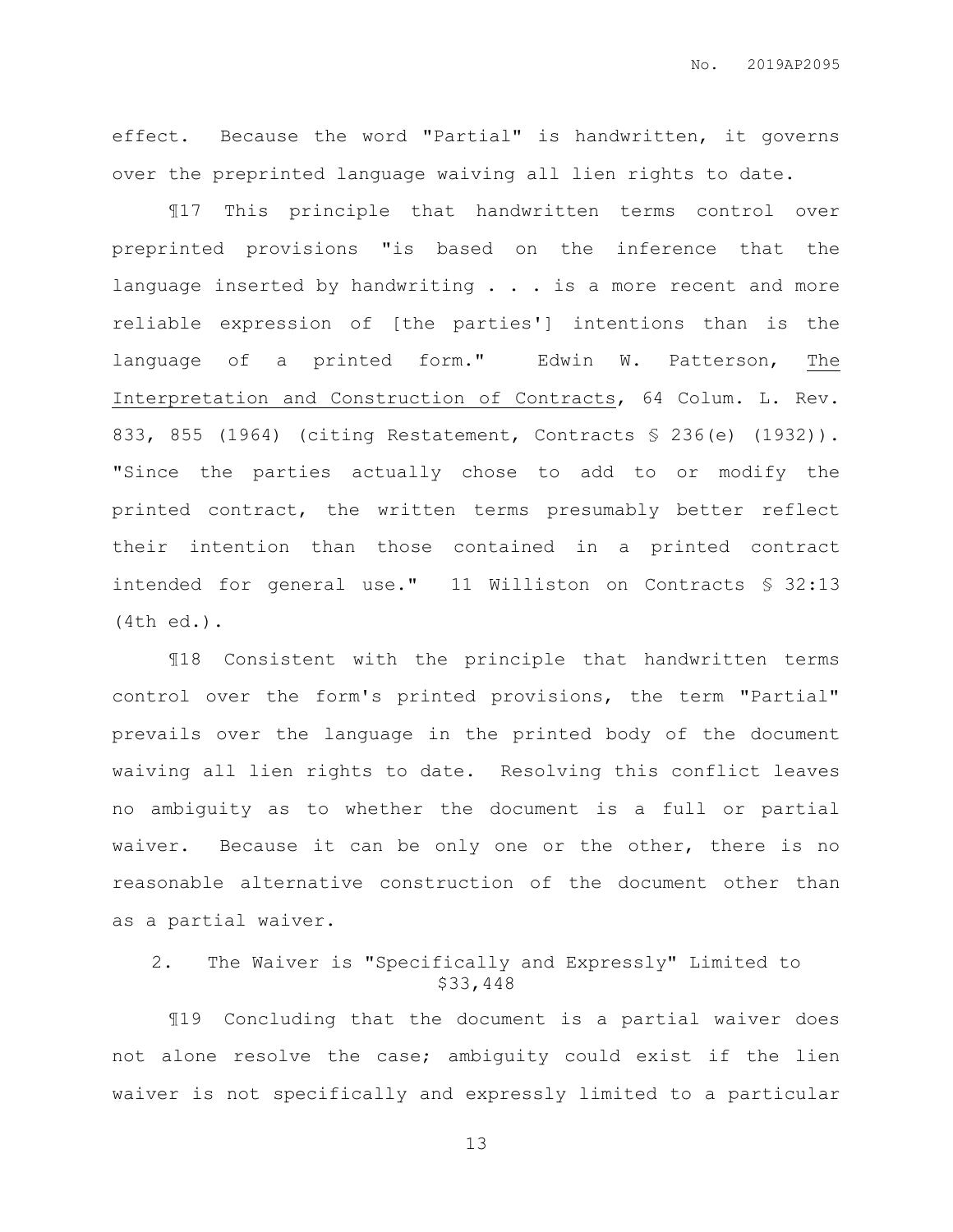effect. Because the word "Partial" is handwritten, it governs over the preprinted language waiving all lien rights to date.

¶17 This principle that handwritten terms control over preprinted provisions "is based on the inference that the language inserted by handwriting . . . is a more recent and more reliable expression of [the parties'] intentions than is the language of a printed form." Edwin W. Patterson, The Interpretation and Construction of Contracts, 64 Colum. L. Rev. 833, 855 (1964) (citing Restatement, Contracts § 236(e) (1932)). "Since the parties actually chose to add to or modify the printed contract, the written terms presumably better reflect their intention than those contained in a printed contract intended for general use." 11 Williston on Contracts § 32:13 (4th ed.).

¶18 Consistent with the principle that handwritten terms control over the form's printed provisions, the term "Partial" prevails over the language in the printed body of the document waiving all lien rights to date. Resolving this conflict leaves no ambiguity as to whether the document is a full or partial waiver. Because it can be only one or the other, there is no reasonable alternative construction of the document other than as a partial waiver.

### 2. The Waiver is "Specifically and Expressly" Limited to $33,448

¶19 Concluding that the document is a partial waiver does not alone resolve the case; ambiguity could exist if the lien waiver is not specifically and expressly limited to a particular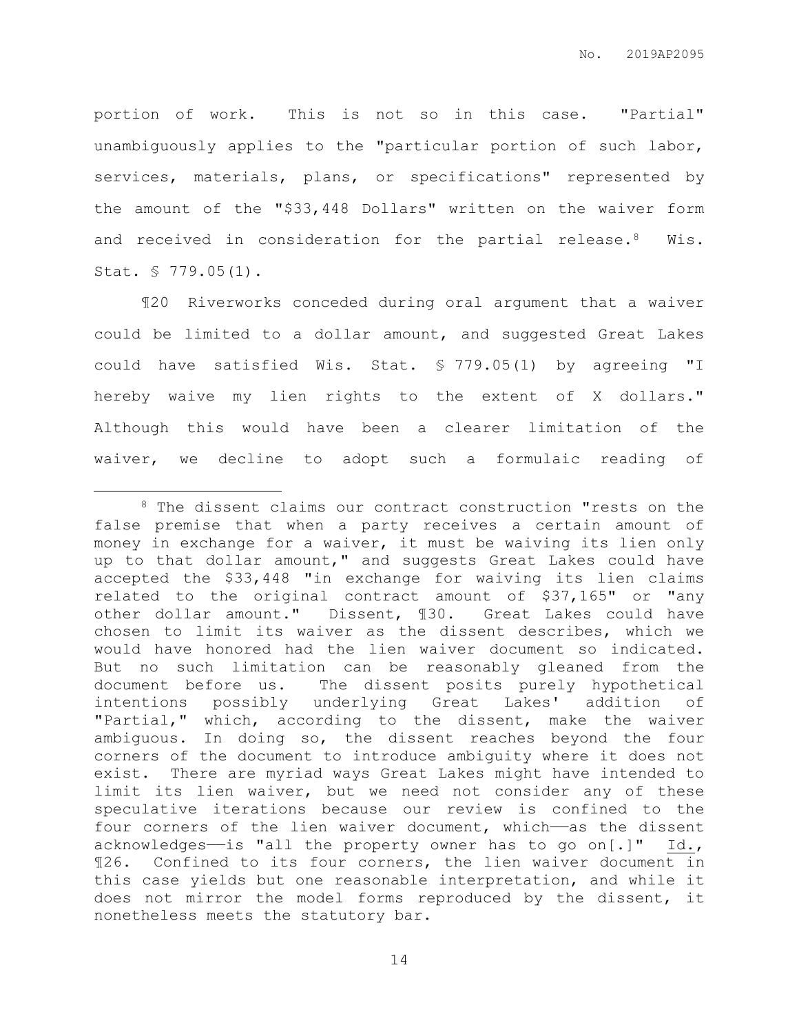portion of work. This is not so in this case. "Partial" unambiguously applies to the "particular portion of such labor, services, materials, plans, or specifications" represented by the amount of the "$33,448 Dollars" written on the waiver form and received in consideration for the partial release.[8] Wis. Stat. § 779.05(1).

¶20 Riverworks conceded during oral argument that a waiver could be limited to a dollar amount, and suggested Great Lakes could have satisfied Wis. Stat. § 779.05(1) by agreeing "I hereby waive my lien rights to the extent of X dollars." Although this would have been a clearer limitation of the waiver, we decline to adopt such a formulaic reading of

---

[8] The dissent claims our contract construction "rests on the false premise that when a party receives a certain amount of money in exchange for a waiver, it must be waiving its lien only up to that dollar amount," and suggests Great Lakes could have accepted the $33,448 "in exchange for waiving its lien claims related to the original contract amount of $37,165" or "any other dollar amount." Dissent, ¶30. Great Lakes could have chosen to limit its waiver as the dissent describes, which we would have honored had the lien waiver document so indicated. But no such limitation can be reasonably gleaned from the document before us. The dissent posits purely hypothetical intentions possibly underlying Great Lakes' addition of "Partial," which, according to the dissent, make the waiver ambiguous. In doing so, the dissent reaches beyond the four corners of the document to introduce ambiguity where it does not exist. There are myriad ways Great Lakes might have intended to limit its lien waiver, but we need not consider any of these speculative iterations because our review is confined to the four corners of the lien waiver document, which——as the dissent acknowledges——is "all the property owner has to go on[.]" Id., ¶26. Confined to its four corners, the lien waiver document in this case yields but one reasonable interpretation, and while it does not mirror the model forms reproduced by the dissent, it nonetheless meets the statutory bar.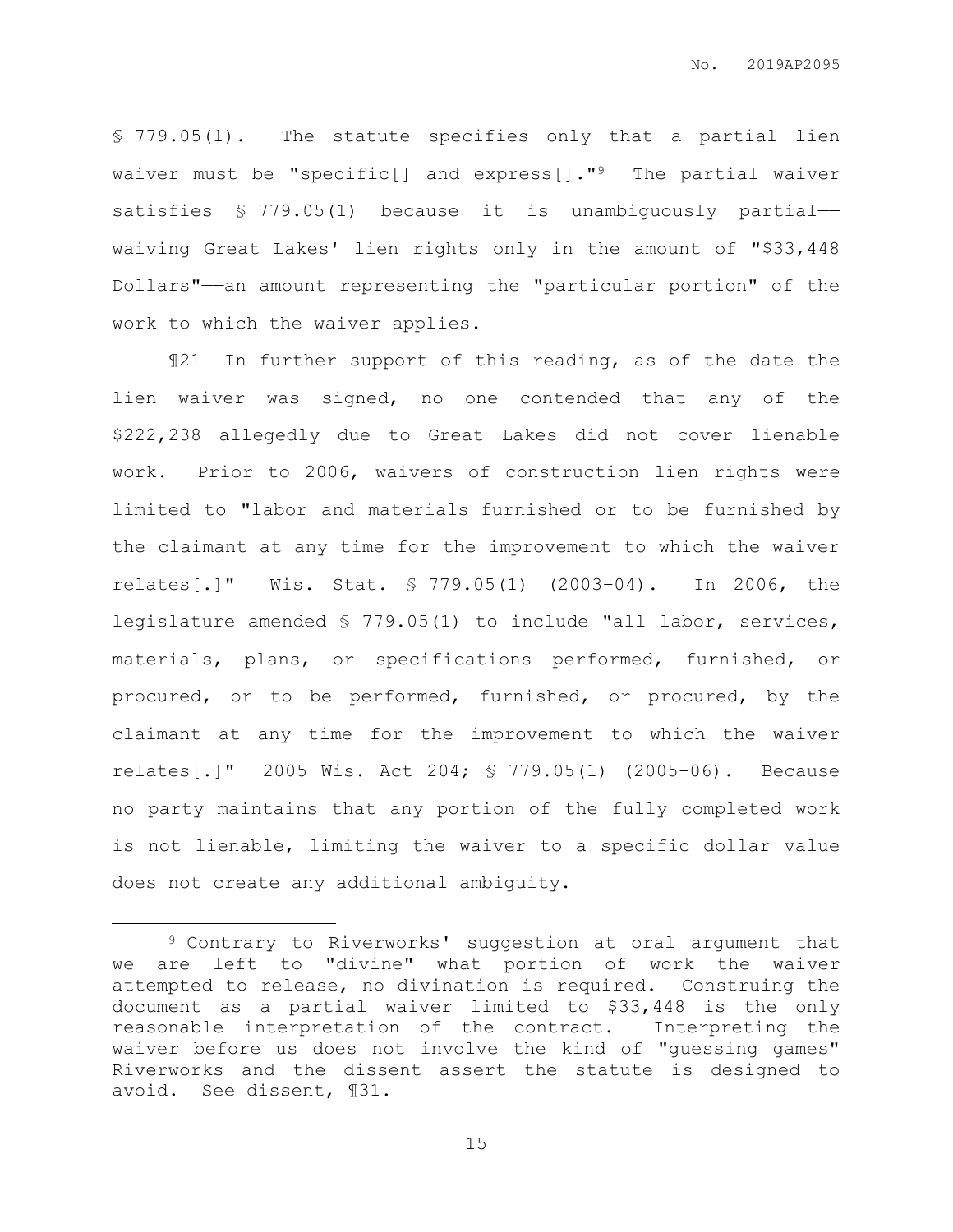§ 779.05(1). The statute specifies only that a partial lien waiver must be "specific[] and express[]."[9] The partial waiver satisfies § 779.05(1) because it is unambiguously partial——waiving Great Lakes' lien rights only in the amount of "$33,448 Dollars"——an amount representing the "particular portion" of the work to which the waiver applies.

¶21 In further support of this reading, as of the date the lien waiver was signed, no one contended that any of the $222,238 allegedly due to Great Lakes did not cover lienable work. Prior to 2006, waivers of construction lien rights were limited to "labor and materials furnished or to be furnished by the claimant at any time for the improvement to which the waiver relates[.]" Wis. Stat. § 779.05(1) (2003-04). In 2006, the legislature amended § 779.05(1) to include "all labor, services, materials, plans, or specifications performed, furnished, or procured, or to be performed, furnished, or procured, by the claimant at any time for the improvement to which the waiver relates[.]" 2005 Wis. Act 204; § 779.05(1) (2005-06). Because no party maintains that any portion of the fully completed work is not lienable, limiting the waiver to a specific dollar value does not create any additional ambiguity.

---

[9] Contrary to Riverworks' suggestion at oral argument that we are left to "divine" what portion of work the waiver attempted to release, no divination is required. Construing the document as a partial waiver limited to $33,448 is the only reasonable interpretation of the contract. Interpreting the waiver before us does not involve the kind of "guessing games" Riverworks and the dissent assert the statute is designed to avoid. See dissent, ¶31.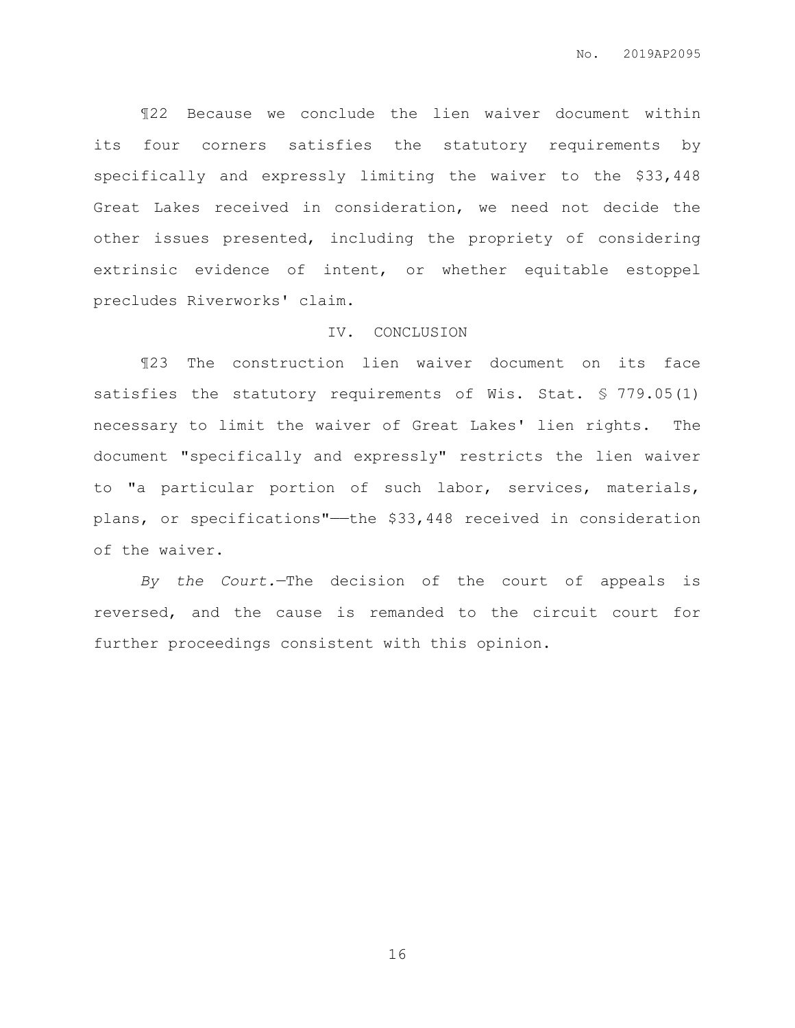¶22 Because we conclude the lien waiver document within its four corners satisfies the statutory requirements by specifically and expressly limiting the waiver to the $33,448 Great Lakes received in consideration, we need not decide the other issues presented, including the propriety of considering extrinsic evidence of intent, or whether equitable estoppel precludes Riverworks' claim.

## IV. CONCLUSION

¶23 The construction lien waiver document on its face satisfies the statutory requirements of Wis. Stat. § 779.05(1) necessary to limit the waiver of Great Lakes' lien rights. The document "specifically and expressly" restricts the lien waiver to "a particular portion of such labor, services, materials, plans, or specifications"——the $33,448 received in consideration of the waiver.

*By the Court.*—The decision of the court of appeals is reversed, and the cause is remanded to the circuit court for further proceedings consistent with this opinion.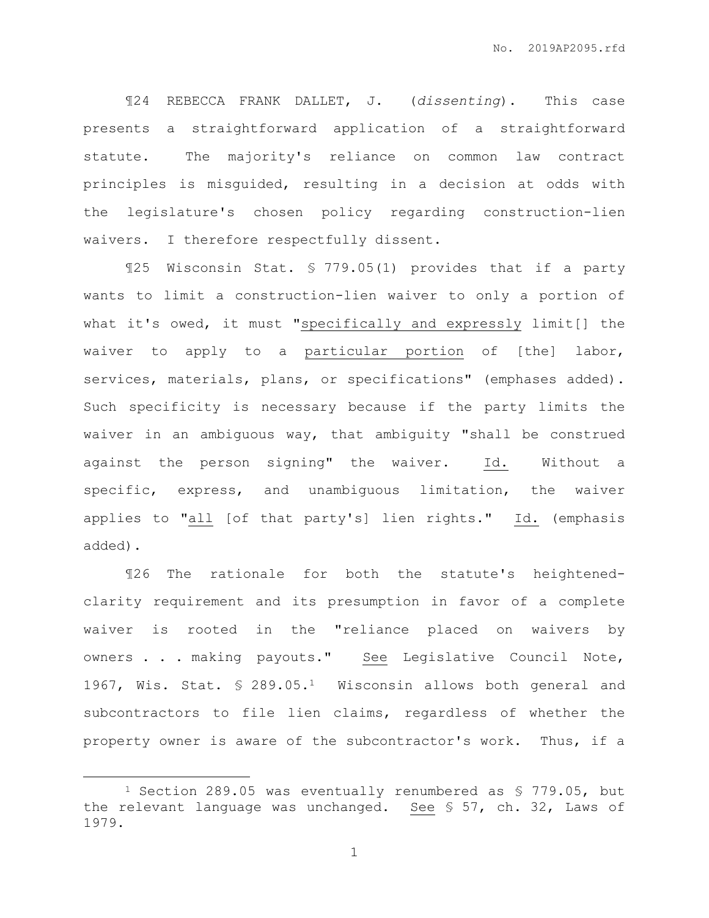¶24 REBECCA FRANK DALLET, J. (*dissenting*). This case presents a straightforward application of a straightforward statute. The majority's reliance on common law contract principles is misguided, resulting in a decision at odds with the legislature's chosen policy regarding construction-lien waivers. I therefore respectfully dissent.

¶25 Wisconsin Stat. § 779.05(1) provides that if a party wants to limit a construction-lien waiver to only a portion of what it's owed, it must "<u>specifically and expressly</u> limit[] the waiver to apply to a <u>particular portion</u> of [the] labor, services, materials, plans, or specifications" (emphases added). Such specificity is necessary because if the party limits the waiver in an ambiguous way, that ambiguity "shall be construed against the person signing" the waiver. <u>Id.</u> Without a specific, express, and unambiguous limitation, the waiver applies to "<u>all</u> [of that party's] lien rights." <u>Id.</u> (emphasis added).

¶26 The rationale for both the statute's heightened-clarity requirement and its presumption in favor of a complete waiver is rooted in the "reliance placed on waivers by owners . . . making payouts." <u>See</u> Legislative Council Note, 1967, Wis. Stat. § 289.05.[1] Wisconsin allows both general and subcontractors to file lien claims, regardless of whether the property owner is aware of the subcontractor's work. Thus, if a

---

[1] Section 289.05 was eventually renumbered as § 779.05, but the relevant language was unchanged. <u>See</u> § 57, ch. 32, Laws of 1979.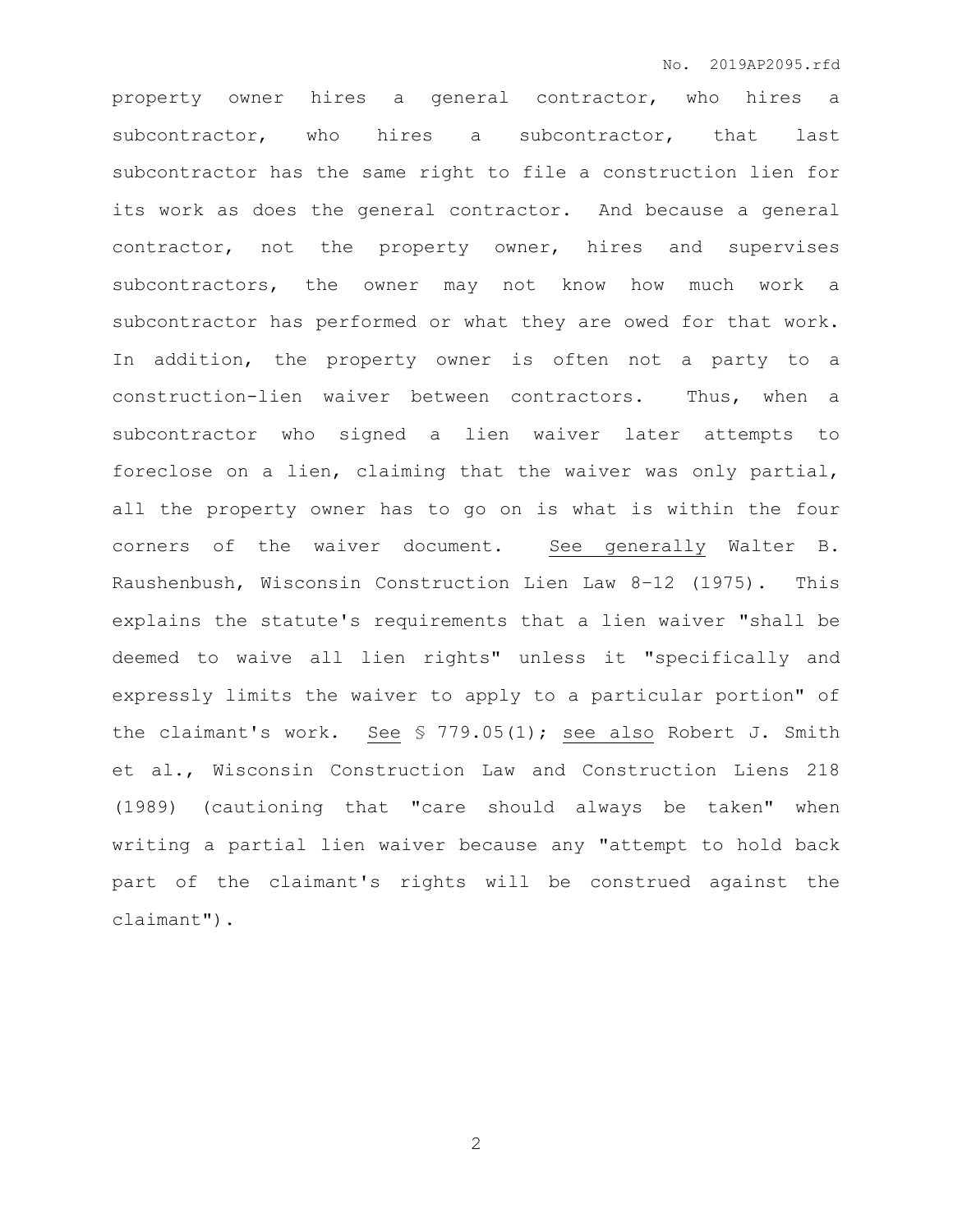property owner hires a general contractor, who hires a subcontractor, who hires a subcontractor, that last subcontractor has the same right to file a construction lien for its work as does the general contractor. And because a general contractor, not the property owner, hires and supervises subcontractors, the owner may not know how much work a subcontractor has performed or what they are owed for that work. In addition, the property owner is often not a party to a construction-lien waiver between contractors. Thus, when a subcontractor who signed a lien waiver later attempts to foreclose on a lien, claiming that the waiver was only partial, all the property owner has to go on is what is within the four corners of the waiver document. See generally Walter B. Raushenbush, Wisconsin Construction Lien Law 8–12 (1975). This explains the statute's requirements that a lien waiver "shall be deemed to waive all lien rights" unless it "specifically and expressly limits the waiver to apply to a particular portion" of the claimant's work. See § 779.05(1); see also Robert J. Smith et al., Wisconsin Construction Law and Construction Liens 218 (1989) (cautioning that "care should always be taken" when writing a partial lien waiver because any "attempt to hold back part of the claimant's rights will be construed against the claimant").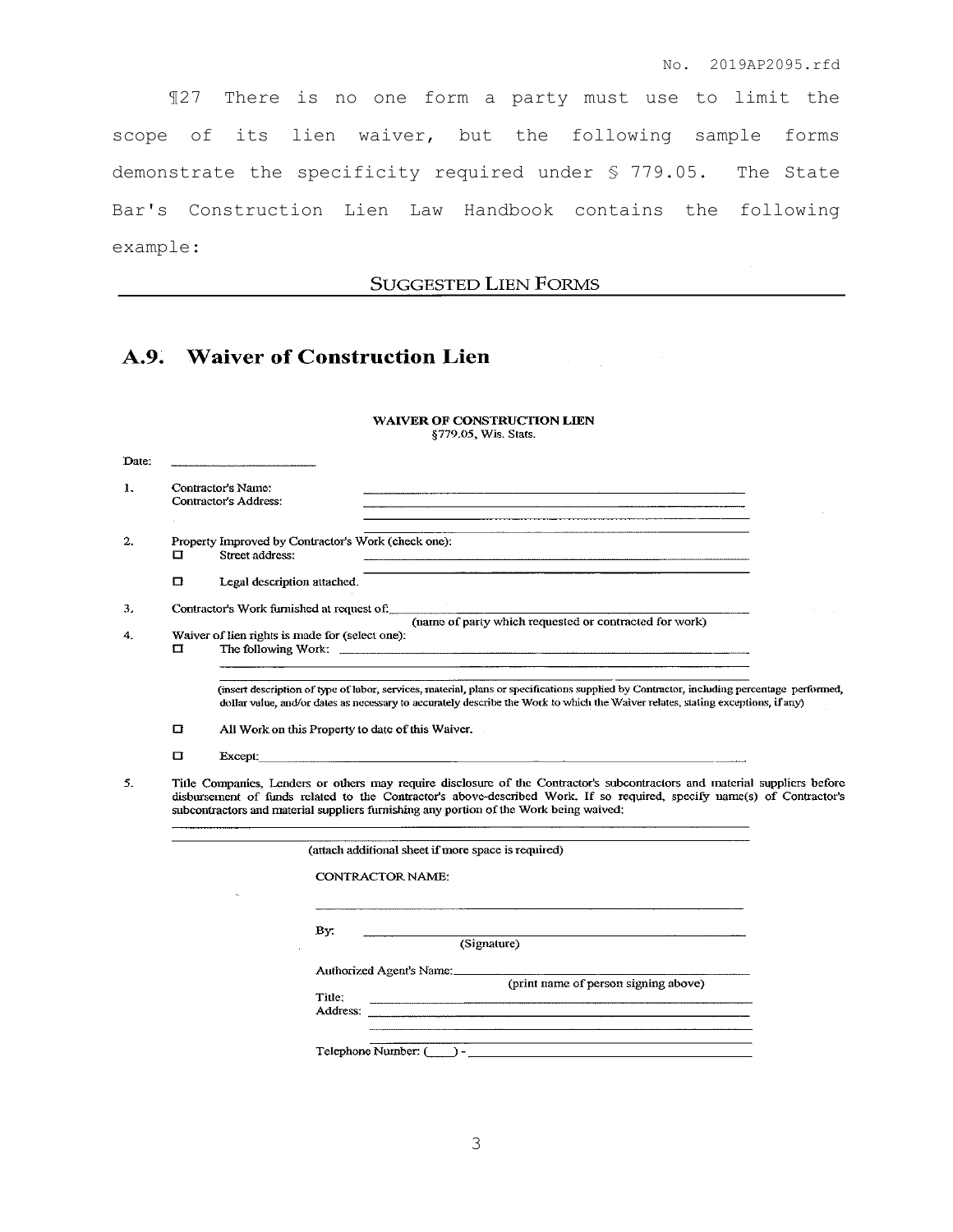¶27 There is no one form a party must use to limit the scope of its lien waiver, but the following sample forms demonstrate the specificity required under § 779.05. The State Bar's Construction Lien Law Handbook contains the following example:

SUGGESTED LIEN FORMS

## A.9. Waiver of Construction Lien

**WAIVER OF CONSTRUCTION LIEN**
§779.05, Wis. Stats.

Date: ______________________

1. Contractor's Name: ______________________________________________
   Contractor's Address: ______________________________________________
   ______________________________________________

2. Property Improved by Contractor's Work (check one):
   ☐ Street address: ______________________________________________
   ☐ Legal description attached.

3. Contractor's Work furnished at request of: ______________________________________________
   (name of party which requested or contracted for work)

4. Waiver of lien rights is made for (select one):
   ☐ The following Work: ______________________________________________
   ______________________________________________
   (insert description of type of labor, services, material, plans or specifications supplied by Contractor, including percentage performed, dollar value, and/or dates as necessary to accurately describe the Work to which the Waiver relates, stating exceptions, if any)

   ☐ All Work on this Property to date of this Waiver.

   ☐ Except: ______________________________________________

5. Title Companies, Lenders or others may require disclosure of the Contractor's subcontractors and material suppliers before disbursement of funds related to the Contractor's above-described Work. If so required, specify name(s) of Contractor's subcontractors and material suppliers furnishing any portion of the Work being waived:
   ______________________________________________
   ______________________________________________
   (attach additional sheet if more space is required)

   CONTRACTOR NAME:

   ______________________________________________

   By: ______________________________________________
   (Signature)

   Authorized Agent's Name: ______________________________________________
   (print name of person signing above)

   Title: ______________________________________________
   Address: ______________________________________________
   ______________________________________________

   Telephone Number: (____) - ______________________________________________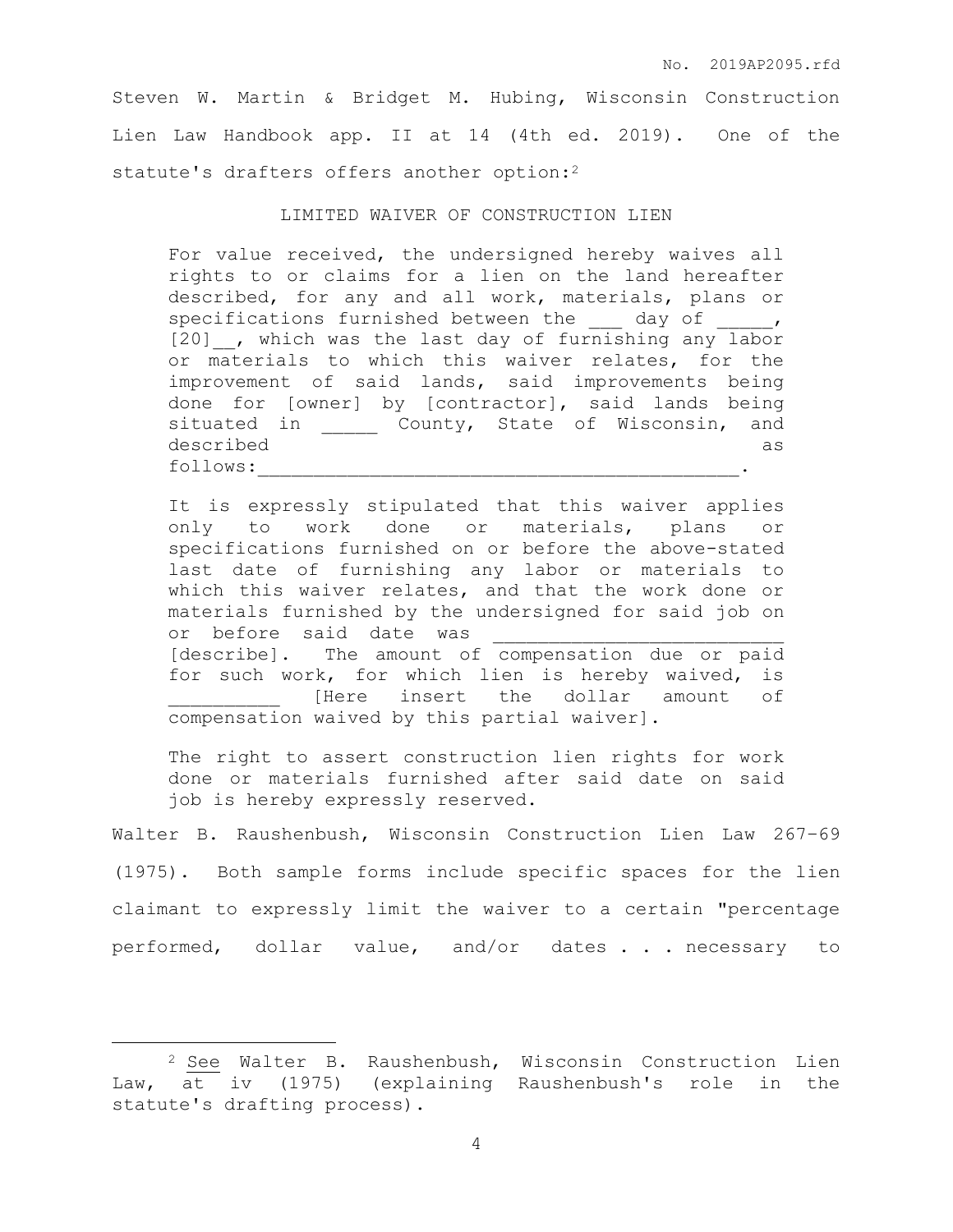Steven W. Martin & Bridget M. Hubing, Wisconsin Construction Lien Law Handbook app. II at 14 (4th ed. 2019). One of the statute's drafters offers another option:[2]

LIMITED WAIVER OF CONSTRUCTION LIEN

> For value received, the undersigned hereby waives all rights to or claims for a lien on the land hereafter described, for any and all work, materials, plans or specifications furnished between the ___ day of _____, [20]__, which was the last day of furnishing any labor or materials to which this waiver relates, for the improvement of said lands, said improvements being done for [owner] by [contractor], said lands being situated in _____ County, State of Wisconsin, and described as follows:___________________________________________.
>
> It is expressly stipulated that this waiver applies only to work done or materials, plans or specifications furnished on or before the above-stated last date of furnishing any labor or materials to which this waiver relates, and that the work done or materials furnished by the undersigned for said job on or before said date was _________________________ [describe]. The amount of compensation due or paid for such work, for which lien is hereby waived, is __________ [Here insert the dollar amount of compensation waived by this partial waiver].
>
> The right to assert construction lien rights for work done or materials furnished after said date on said job is hereby expressly reserved.

Walter B. Raushenbush, Wisconsin Construction Lien Law 267–69 (1975). Both sample forms include specific spaces for the lien claimant to expressly limit the waiver to a certain "percentage performed, dollar value, and/or dates . . . necessary to

---

[2] See Walter B. Raushenbush, Wisconsin Construction Lien Law, at iv (1975) (explaining Raushenbush's role in the statute's drafting process).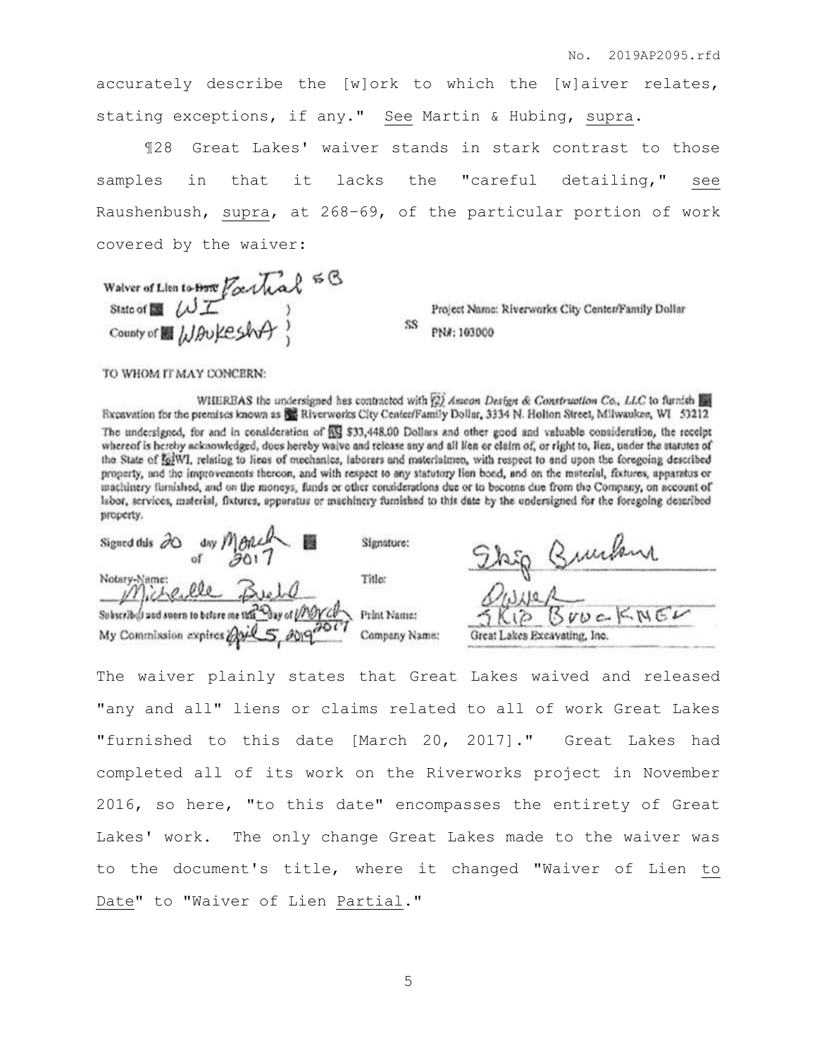accurately describe the [w]ork to which the [w]aiver relates, stating exceptions, if any." See Martin & Hubing, supra.

¶28 Great Lakes' waiver stands in stark contrast to those samples in that it lacks the "careful detailing," see Raushenbush, supra, at 268-69, of the particular portion of work covered by the waiver:

Waiver of Lien to ~~Date~~ Partial

State of WI )
County of WAUKESHA ) SS

Project Name: Riverworks City Center/Family Dollar
PN#: 103000

TO WHOM IT MAY CONCERN:

WHEREAS the undersigned has contracted with Ameon Design & Construction Co., LLC to furnish Excavation for the premises known as Riverworks City Center/Family Dollar, 3334 N. Holton Street, Milwaukee, WI 53212

The undersigned, for and in consideration of $33,448.00 Dollars and other good and valuable consideration, the receipt whereof is hereby acknowledged, does hereby waive and release any and all lien or claim of, or right to, lien, under the statutes of the State of WI, relating to liens of mechanics, laborers and materialmen, with respect to and upon the foregoing described property, and the improvements thereon, and with respect to any statutory lien bond, and on the material, fixtures, apparatus or machinery furnished, and on the moneys, funds or other considerations due or to become due from the Company, on account of labor, services, material, fixtures, apparatus or machinery furnished to this date by the undersigned for the foregoing described property.

Signed this 20 day of March 2017

Notary-Name: Michelle Buehl

Subscribed and sworn to before me this 20 day of March 2017

My Commission expires April 5, 2019

Signature: Skip Bruckner

Title: Owner

Print Name: Skip Bruckner

Company Name: Great Lakes Excavating, Inc.

The waiver plainly states that Great Lakes waived and released "any and all" liens or claims related to all of work Great Lakes "furnished to this date [March 20, 2017]." Great Lakes had completed all of its work on the Riverworks project in November 2016, so here, "to this date" encompasses the entirety of Great Lakes' work. The only change Great Lakes made to the waiver was to the document's title, where it changed "Waiver of Lien <u>to Date</u>" to "Waiver of Lien <u>Partial</u>."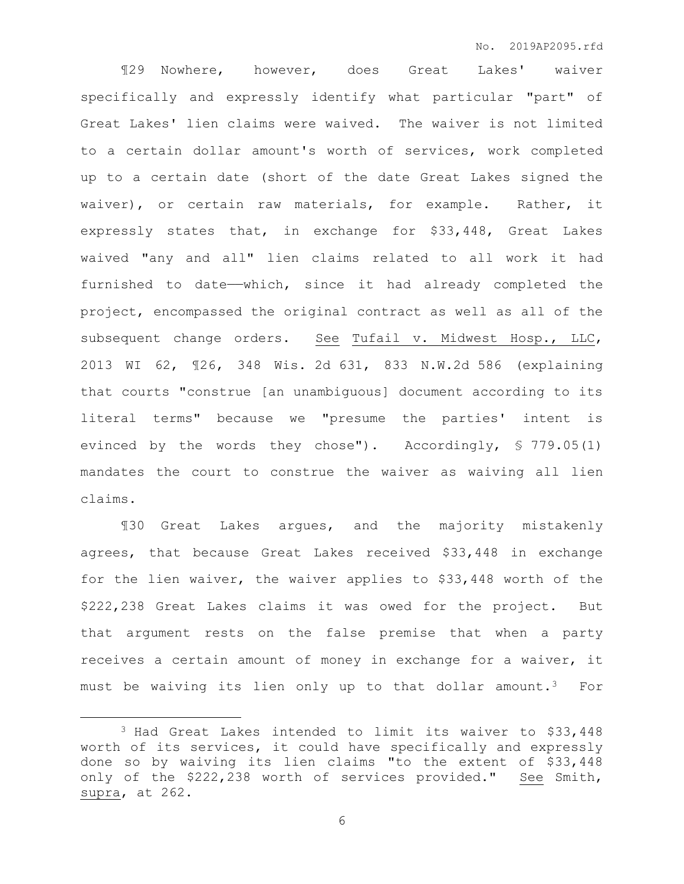¶29 Nowhere, however, does Great Lakes' waiver specifically and expressly identify what particular "part" of Great Lakes' lien claims were waived. The waiver is not limited to a certain dollar amount's worth of services, work completed up to a certain date (short of the date Great Lakes signed the waiver), or certain raw materials, for example. Rather, it expressly states that, in exchange for $33,448, Great Lakes waived "any and all" lien claims related to all work it had furnished to date——which, since it had already completed the project, encompassed the original contract as well as all of the subsequent change orders. See Tufail v. Midwest Hosp., LLC, 2013 WI 62, ¶26, 348 Wis. 2d 631, 833 N.W.2d 586 (explaining that courts "construe [an unambiguous] document according to its literal terms" because we "presume the parties' intent is evinced by the words they chose"). Accordingly, § 779.05(1) mandates the court to construe the waiver as waiving all lien claims.

¶30 Great Lakes argues, and the majority mistakenly agrees, that because Great Lakes received $33,448 in exchange for the lien waiver, the waiver applies to $33,448 worth of the $222,238 Great Lakes claims it was owed for the project. But that argument rests on the false premise that when a party receives a certain amount of money in exchange for a waiver, it must be waiving its lien only up to that dollar amount.[3] For

---

[3] Had Great Lakes intended to limit its waiver to $33,448 worth of its services, it could have specifically and expressly done so by waiving its lien claims "to the extent of $33,448 only of the $222,238 worth of services provided." See Smith, supra, at 262.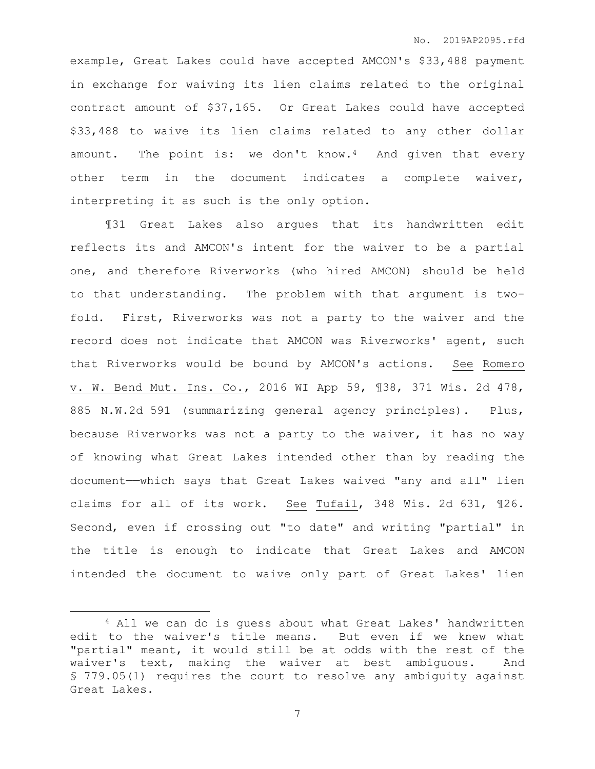example, Great Lakes could have accepted AMCON's $33,488 payment in exchange for waiving its lien claims related to the original contract amount of $37,165. Or Great Lakes could have accepted $33,488 to waive its lien claims related to any other dollar amount. The point is: we don't know.[4] And given that every other term in the document indicates a complete waiver, interpreting it as such is the only option.

¶31 Great Lakes also argues that its handwritten edit reflects its and AMCON's intent for the waiver to be a partial one, and therefore Riverworks (who hired AMCON) should be held to that understanding. The problem with that argument is two-fold. First, Riverworks was not a party to the waiver and the record does not indicate that AMCON was Riverworks' agent, such that Riverworks would be bound by AMCON's actions. See Romero v. W. Bend Mut. Ins. Co., 2016 WI App 59, ¶38, 371 Wis. 2d 478, 885 N.W.2d 591 (summarizing general agency principles). Plus, because Riverworks was not a party to the waiver, it has no way of knowing what Great Lakes intended other than by reading the document——which says that Great Lakes waived "any and all" lien claims for all of its work. See Tufail, 348 Wis. 2d 631, ¶26. Second, even if crossing out "to date" and writing "partial" in the title is enough to indicate that Great Lakes and AMCON intended the document to waive only part of Great Lakes' lien

---

[4] All we can do is guess about what Great Lakes' handwritten edit to the waiver's title means. But even if we knew what "partial" meant, it would still be at odds with the rest of the waiver's text, making the waiver at best ambiguous. And § 779.05(1) requires the court to resolve any ambiguity against Great Lakes.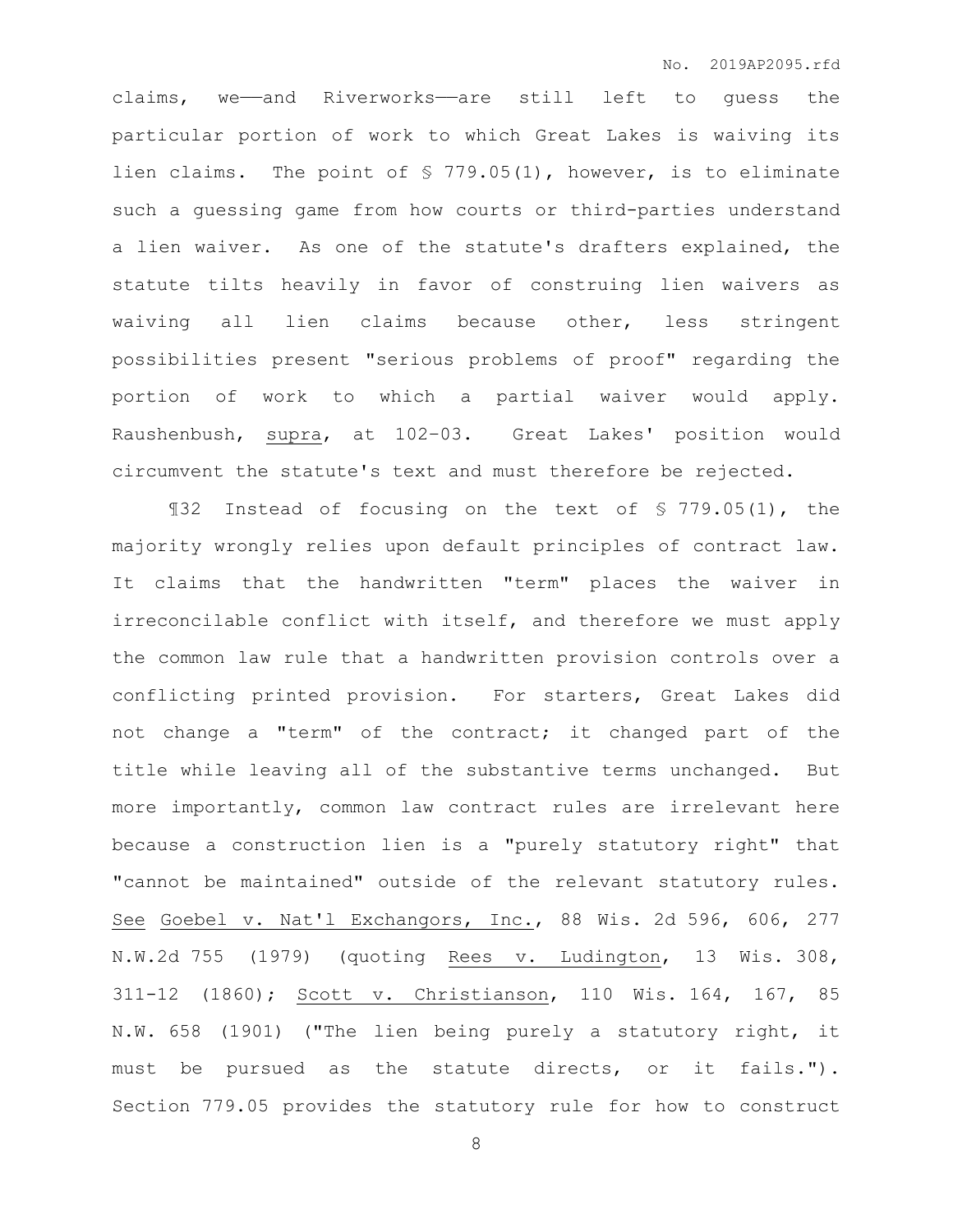claims, we——and Riverworks——are still left to guess the particular portion of work to which Great Lakes is waiving its lien claims. The point of § 779.05(1), however, is to eliminate such a guessing game from how courts or third-parties understand a lien waiver. As one of the statute's drafters explained, the statute tilts heavily in favor of construing lien waivers as waiving all lien claims because other, less stringent possibilities present "serious problems of proof" regarding the portion of work to which a partial waiver would apply. Raushenbush, supra, at 102-03. Great Lakes' position would circumvent the statute's text and must therefore be rejected.

¶32 Instead of focusing on the text of § 779.05(1), the majority wrongly relies upon default principles of contract law. It claims that the handwritten "term" places the waiver in irreconcilable conflict with itself, and therefore we must apply the common law rule that a handwritten provision controls over a conflicting printed provision. For starters, Great Lakes did not change a "term" of the contract; it changed part of the title while leaving all of the substantive terms unchanged. But more importantly, common law contract rules are irrelevant here because a construction lien is a "purely statutory right" that "cannot be maintained" outside of the relevant statutory rules. See Goebel v. Nat'l Exchangors, Inc., 88 Wis. 2d 596, 606, 277 N.W.2d 755 (1979) (quoting Rees v. Ludington, 13 Wis. 308, 311-12 (1860); Scott v. Christianson, 110 Wis. 164, 167, 85 N.W. 658 (1901) ("The lien being purely a statutory right, it must be pursued as the statute directs, or it fails."). Section 779.05 provides the statutory rule for how to construct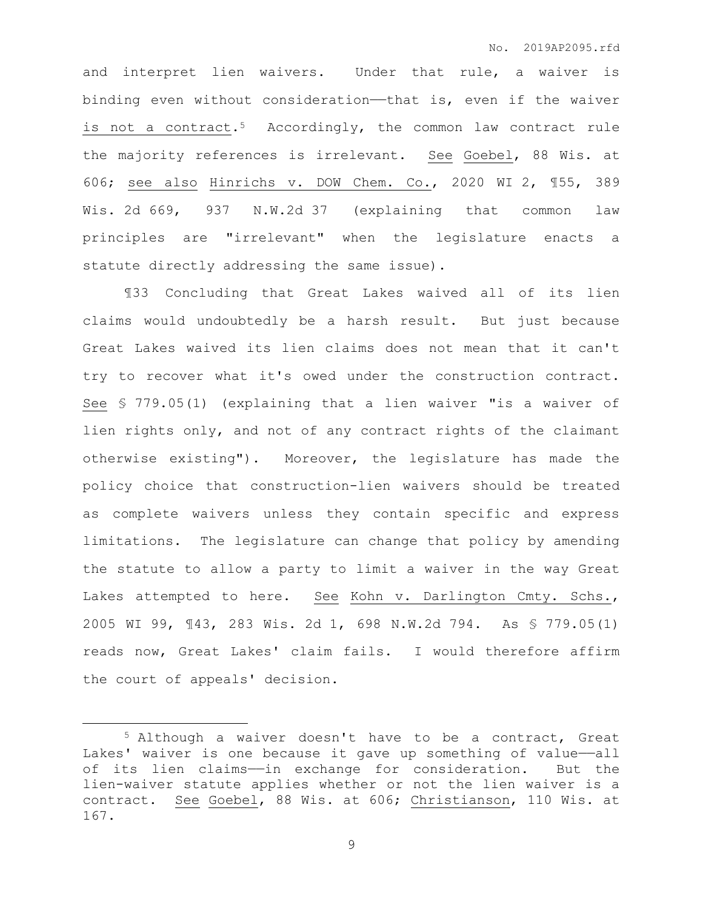and interpret lien waivers. Under that rule, a waiver is binding even without consideration——that is, even if the waiver is not a contract.[5] Accordingly, the common law contract rule the majority references is irrelevant. See Goebel, 88 Wis. at 606; see also Hinrichs v. DOW Chem. Co., 2020 WI 2, ¶55, 389 Wis. 2d 669, 937 N.W.2d 37 (explaining that common law principles are "irrelevant" when the legislature enacts a statute directly addressing the same issue).

¶33 Concluding that Great Lakes waived all of its lien claims would undoubtedly be a harsh result. But just because Great Lakes waived its lien claims does not mean that it can't try to recover what it's owed under the construction contract. See § 779.05(1) (explaining that a lien waiver "is a waiver of lien rights only, and not of any contract rights of the claimant otherwise existing"). Moreover, the legislature has made the policy choice that construction-lien waivers should be treated as complete waivers unless they contain specific and express limitations. The legislature can change that policy by amending the statute to allow a party to limit a waiver in the way Great Lakes attempted to here. See Kohn v. Darlington Cmty. Schs., 2005 WI 99, ¶43, 283 Wis. 2d 1, 698 N.W.2d 794. As § 779.05(1) reads now, Great Lakes' claim fails. I would therefore affirm the court of appeals' decision.

---

[5] Although a waiver doesn't have to be a contract, Great Lakes' waiver is one because it gave up something of value——all of its lien claims——in exchange for consideration. But the lien-waiver statute applies whether or not the lien waiver is a contract. See Goebel, 88 Wis. at 606; Christianson, 110 Wis. at 167.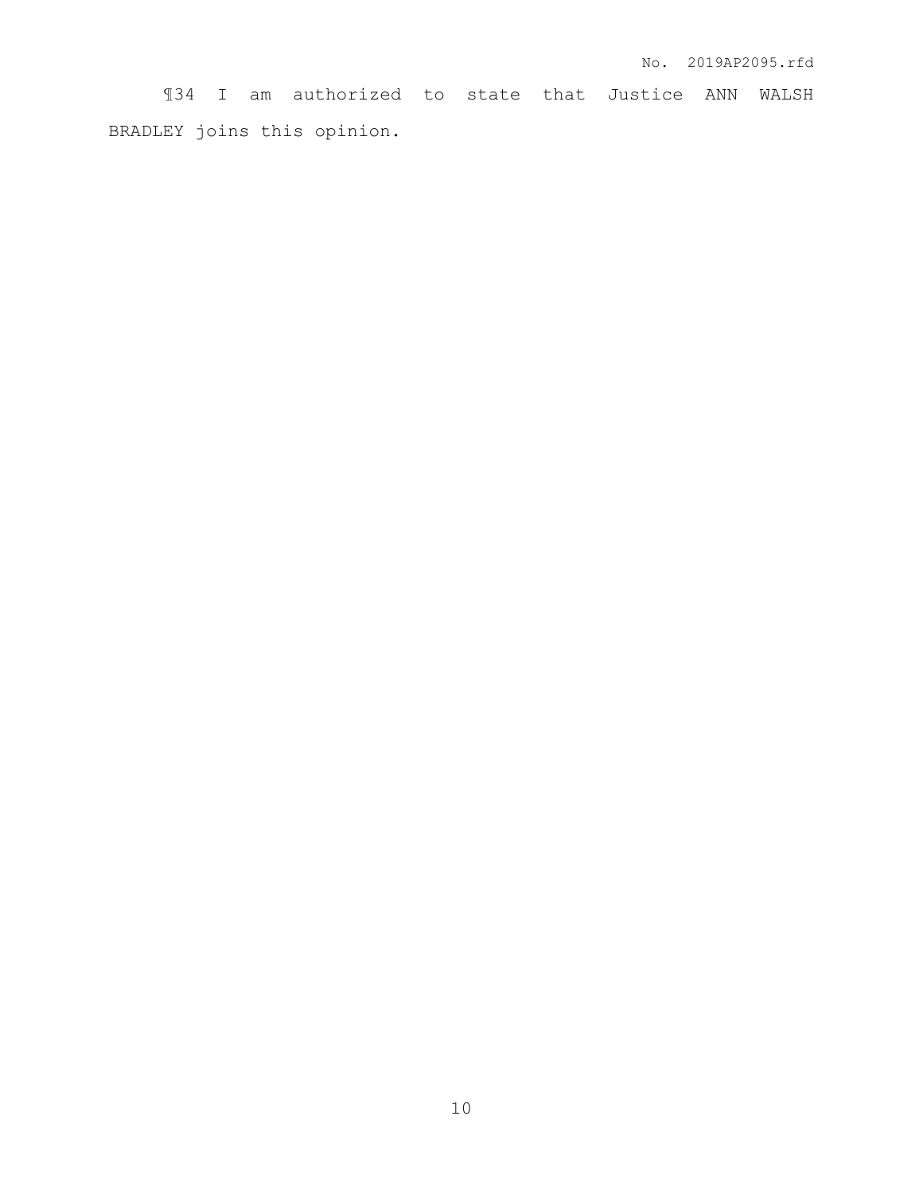¶34 I am authorized to state that Justice ANN WALSH BRADLEY joins this opinion.